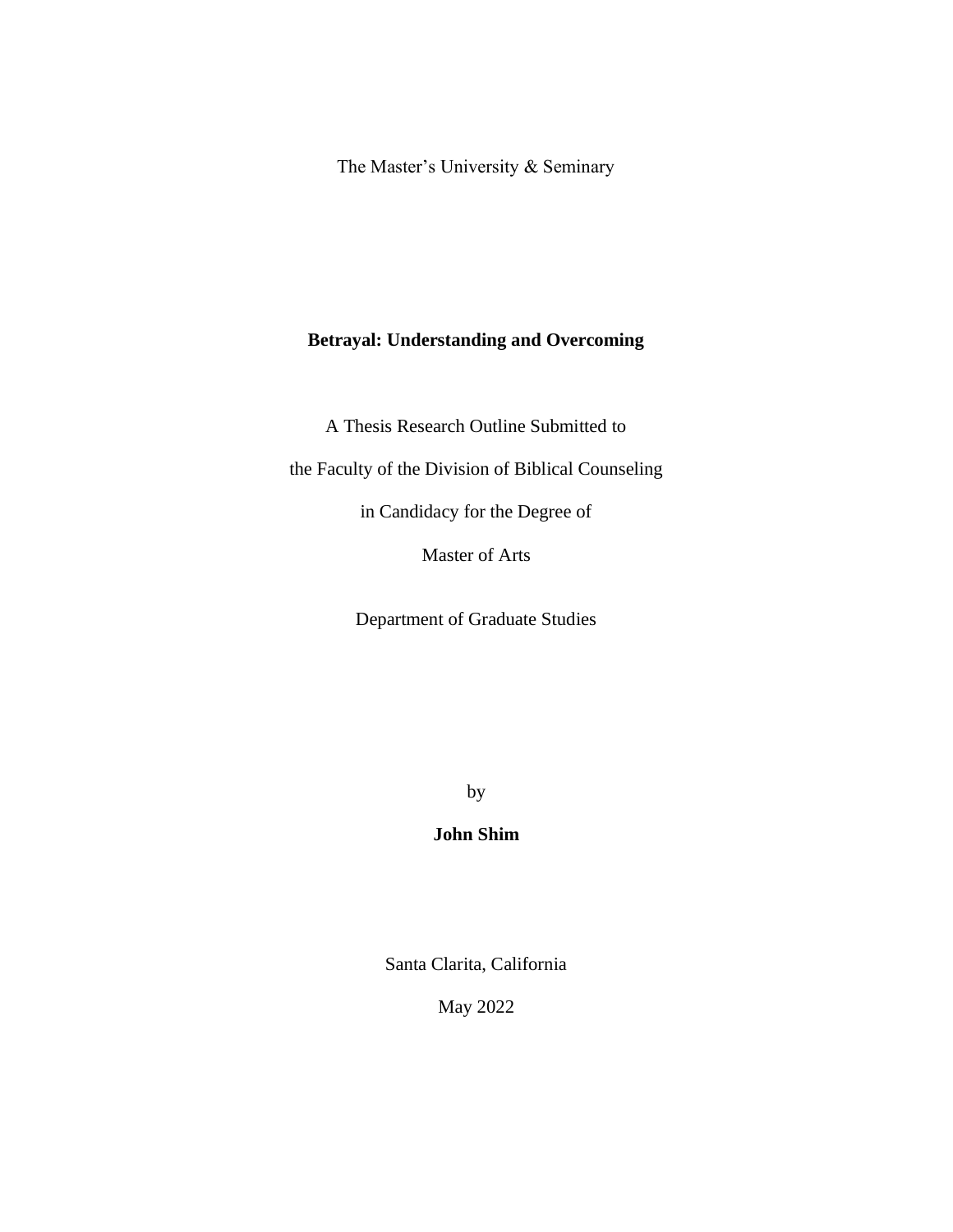The Master's University & Seminary

# Betrayal: Understanding and Overcoming

A Thesis Research Outline Submitted to

the Faculty of the Division of Biblical Counseling

in Candidacy for the Degree of

Master of Arts

Department of Graduate Studies

by

**John Shim**

Santa Clarita, California

May 2022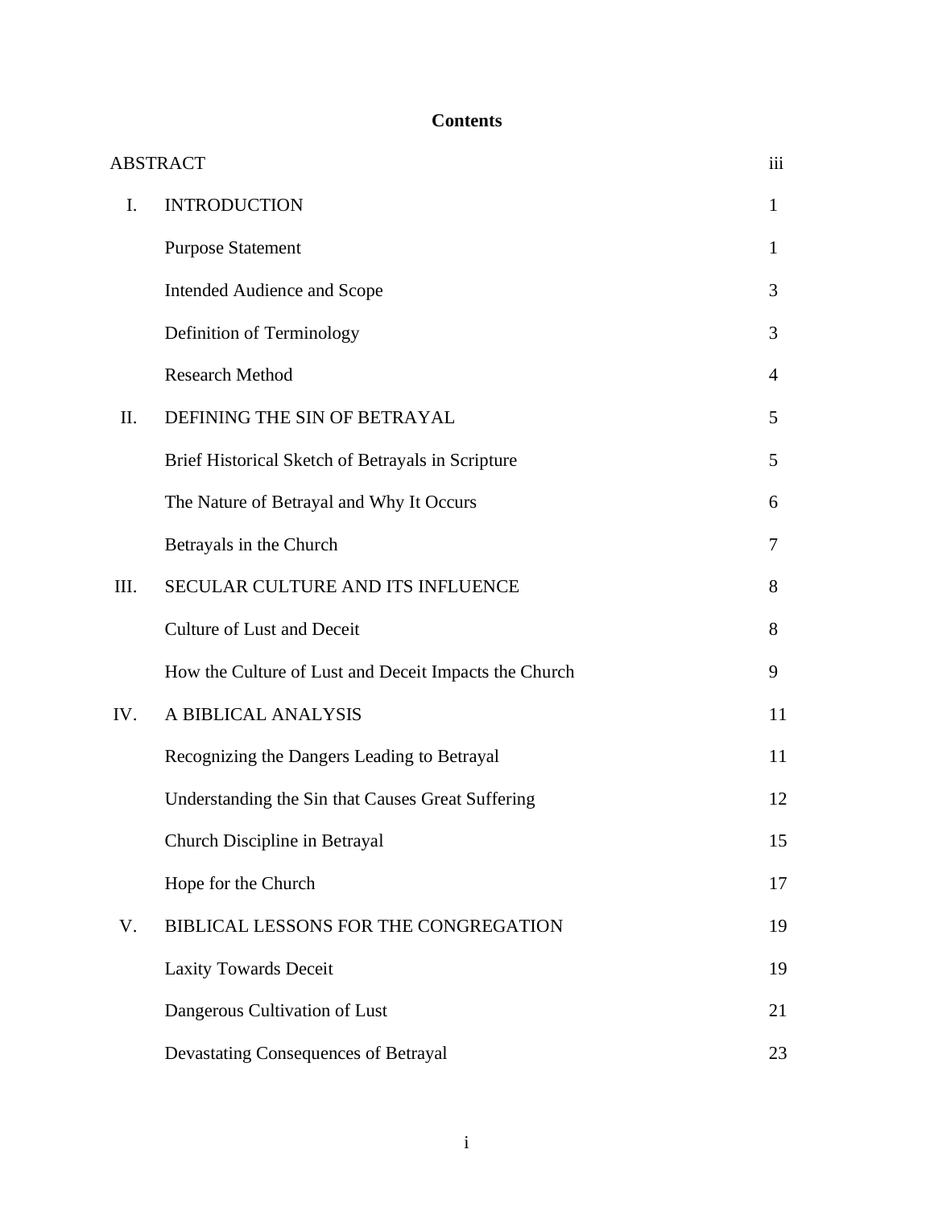# Contents

| | | |
|---|---|---|
| ABSTRACT | | iii |
| I. | INTRODUCTION | 1 |
| | Purpose Statement | 1 |
| | Intended Audience and Scope | 3 |
| | Definition of Terminology | 3 |
| | Research Method | 4 |
| II. | DEFINING THE SIN OF BETRAYAL | 5 |
| | Brief Historical Sketch of Betrayals in Scripture | 5 |
| | The Nature of Betrayal and Why It Occurs | 6 |
| | Betrayals in the Church | 7 |
| III. | SECULAR CULTURE AND ITS INFLUENCE | 8 |
| | Culture of Lust and Deceit | 8 |
| | How the Culture of Lust and Deceit Impacts the Church | 9 |
| IV. | A BIBLICAL ANALYSIS | 11 |
| | Recognizing the Dangers Leading to Betrayal | 11 |
| | Understanding the Sin that Causes Great Suffering | 12 |
| | Church Discipline in Betrayal | 15 |
| | Hope for the Church | 17 |
| V. | BIBLICAL LESSONS FOR THE CONGREGATION | 19 |
| | Laxity Towards Deceit | 19 |
| | Dangerous Cultivation of Lust | 21 |
| | Devastating Consequences of Betrayal | 23 |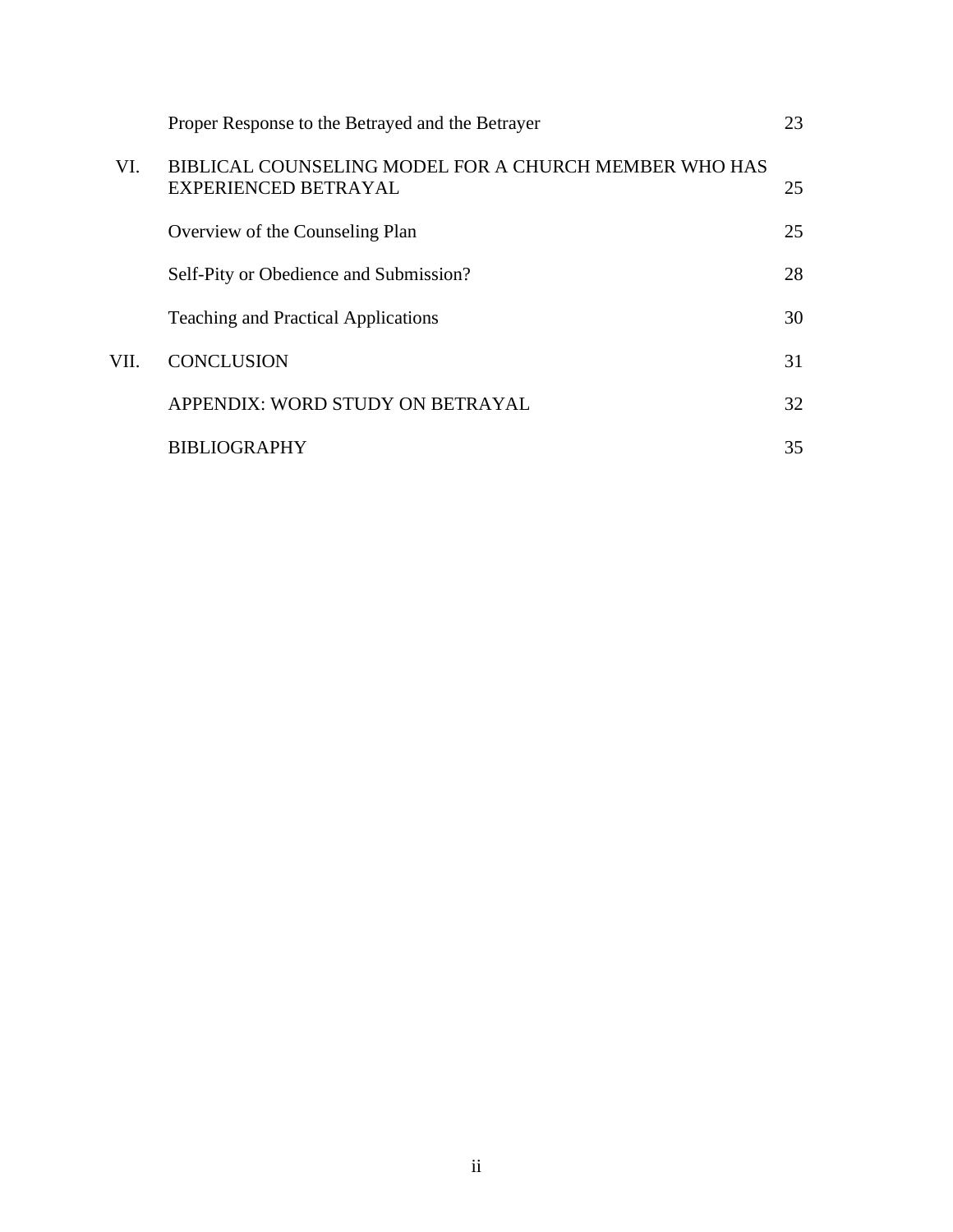| | | |
|---|---|---|
| | Proper Response to the Betrayed and the Betrayer | 23 |
| VI. | BIBLICAL COUNSELING MODEL FOR A CHURCH MEMBER WHO HAS EXPERIENCED BETRAYAL | 25 |
| | Overview of the Counseling Plan | 25 |
| | Self-Pity or Obedience and Submission? | 28 |
| | Teaching and Practical Applications | 30 |
| VII. | CONCLUSION | 31 |
| | APPENDIX: WORD STUDY ON BETRAYAL | 32 |
| | BIBLIOGRAPHY | 35 |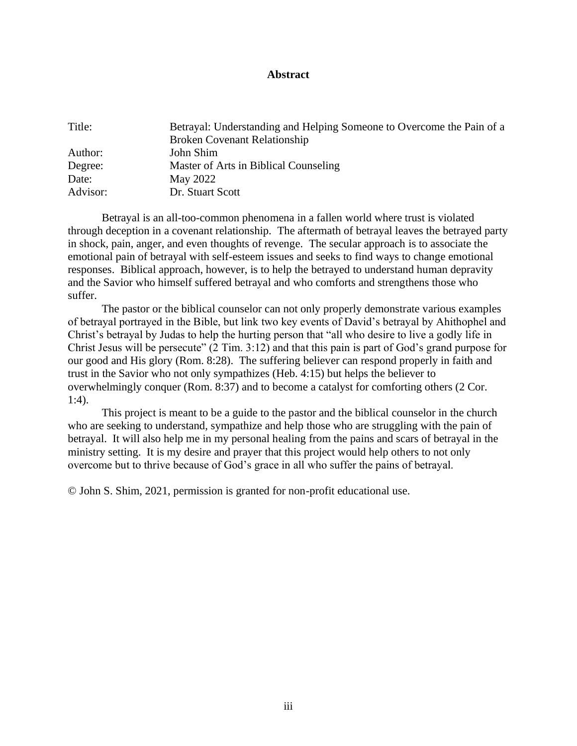# Abstract

| | |
|---|---|
| Title: | Betrayal: Understanding and Helping Someone to Overcome the Pain of a Broken Covenant Relationship |
| Author: | John Shim |
| Degree: | Master of Arts in Biblical Counseling |
| Date: | May 2022 |
| Advisor: | Dr. Stuart Scott |

Betrayal is an all-too-common phenomena in a fallen world where trust is violated through deception in a covenant relationship. The aftermath of betrayal leaves the betrayed party in shock, pain, anger, and even thoughts of revenge. The secular approach is to associate the emotional pain of betrayal with self-esteem issues and seeks to find ways to change emotional responses. Biblical approach, however, is to help the betrayed to understand human depravity and the Savior who himself suffered betrayal and who comforts and strengthens those who suffer.

The pastor or the biblical counselor can not only properly demonstrate various examples of betrayal portrayed in the Bible, but link two key events of David's betrayal by Ahithophel and Christ's betrayal by Judas to help the hurting person that "all who desire to live a godly life in Christ Jesus will be persecute" (2 Tim. 3:12) and that this pain is part of God's grand purpose for our good and His glory (Rom. 8:28). The suffering believer can respond properly in faith and trust in the Savior who not only sympathizes (Heb. 4:15) but helps the believer to overwhelmingly conquer (Rom. 8:37) and to become a catalyst for comforting others (2 Cor. 1:4).

This project is meant to be a guide to the pastor and the biblical counselor in the church who are seeking to understand, sympathize and help those who are struggling with the pain of betrayal. It will also help me in my personal healing from the pains and scars of betrayal in the ministry setting. It is my desire and prayer that this project would help others to not only overcome but to thrive because of God's grace in all who suffer the pains of betrayal.

© John S. Shim, 2021, permission is granted for non-profit educational use.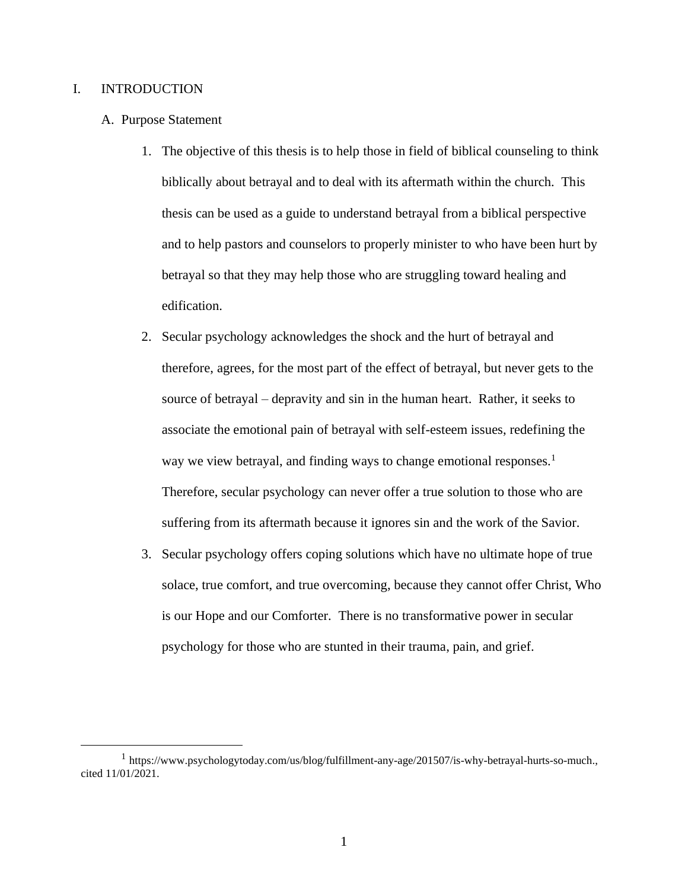# I. INTRODUCTION

## A. Purpose Statement

1. The objective of this thesis is to help those in field of biblical counseling to think biblically about betrayal and to deal with its aftermath within the church. This thesis can be used as a guide to understand betrayal from a biblical perspective and to help pastors and counselors to properly minister to who have been hurt by betrayal so that they may help those who are struggling toward healing and edification.

2. Secular psychology acknowledges the shock and the hurt of betrayal and therefore, agrees, for the most part of the effect of betrayal, but never gets to the source of betrayal – depravity and sin in the human heart. Rather, it seeks to associate the emotional pain of betrayal with self-esteem issues, redefining the way we view betrayal, and finding ways to change emotional responses.[1] Therefore, secular psychology can never offer a true solution to those who are suffering from its aftermath because it ignores sin and the work of the Savior.

3. Secular psychology offers coping solutions which have no ultimate hope of true solace, true comfort, and true overcoming, because they cannot offer Christ, Who is our Hope and our Comforter. There is no transformative power in secular psychology for those who are stunted in their trauma, pain, and grief.

---

[1] https://www.psychologytoday.com/us/blog/fulfillment-any-age/201507/is-why-betrayal-hurts-so-much., cited 11/01/2021.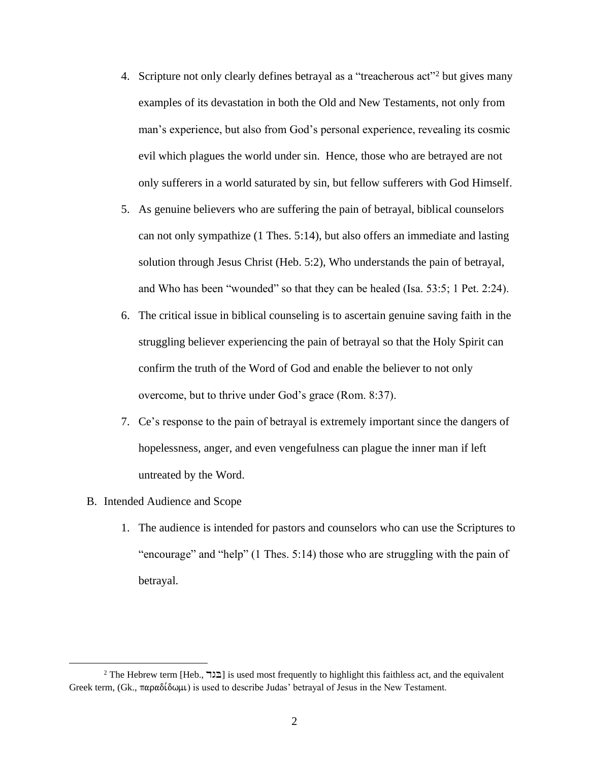4. Scripture not only clearly defines betrayal as a "treacherous act"[2] but gives many examples of its devastation in both the Old and New Testaments, not only from man's experience, but also from God's personal experience, revealing its cosmic evil which plagues the world under sin. Hence, those who are betrayed are not only sufferers in a world saturated by sin, but fellow sufferers with God Himself.
5. As genuine believers who are suffering the pain of betrayal, biblical counselors can not only sympathize (1 Thes. 5:14), but also offers an immediate and lasting solution through Jesus Christ (Heb. 5:2), Who understands the pain of betrayal, and Who has been "wounded" so that they can be healed (Isa. 53:5; 1 Pet. 2:24).
6. The critical issue in biblical counseling is to ascertain genuine saving faith in the struggling believer experiencing the pain of betrayal so that the Holy Spirit can confirm the truth of the Word of God and enable the believer to not only overcome, but to thrive under God's grace (Rom. 8:37).
7. Ce's response to the pain of betrayal is extremely important since the dangers of hopelessness, anger, and even vengefulness can plague the inner man if left untreated by the Word.

B. Intended Audience and Scope

1. The audience is intended for pastors and counselors who can use the Scriptures to "encourage" and "help" (1 Thes. 5:14) those who are struggling with the pain of betrayal.

---

[2] The Hebrew term [Heb., בגד] is used most frequently to highlight this faithless act, and the equivalent Greek term, (Gk., παραδίδωμι) is used to describe Judas' betrayal of Jesus in the New Testament.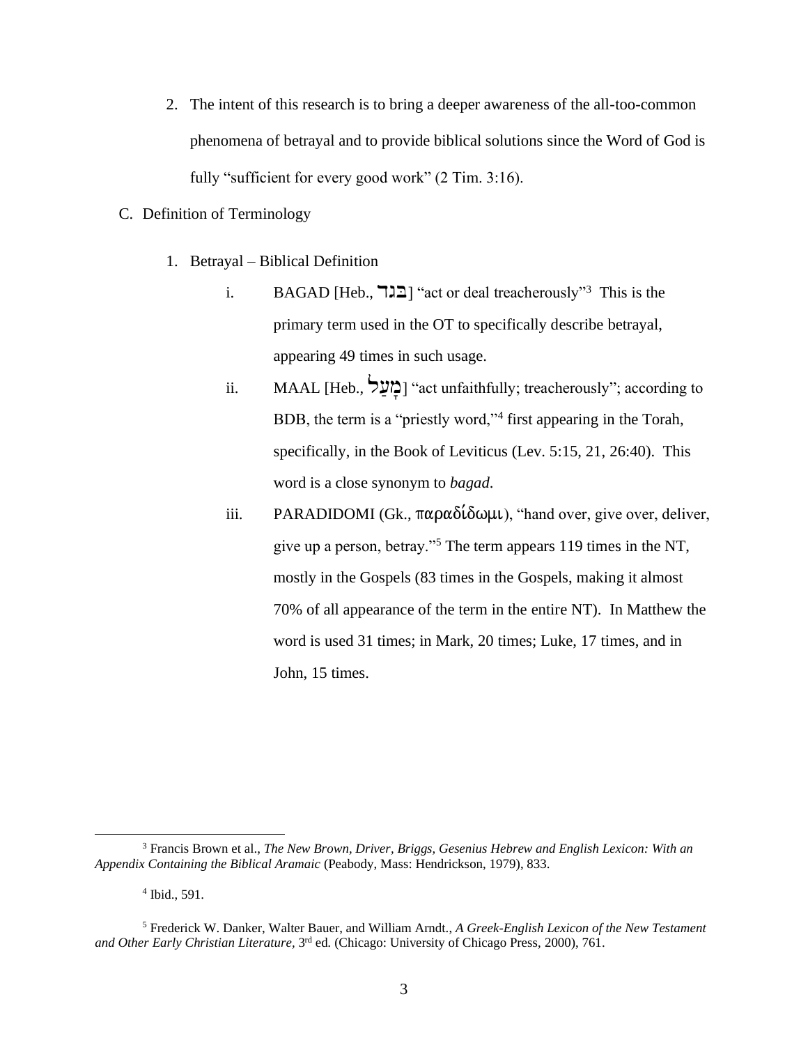2. The intent of this research is to bring a deeper awareness of the all-too-common phenomena of betrayal and to provide biblical solutions since the Word of God is fully "sufficient for every good work" (2 Tim. 3:16).

C. Definition of Terminology

1. Betrayal – Biblical Definition

    i. BAGAD [Heb., בגד] "act or deal treacherously"[3] This is the primary term used in the OT to specifically describe betrayal, appearing 49 times in such usage.

    ii. MAAL [Heb., מָעַל] "act unfaithfully; treacherously"; according to BDB, the term is a "priestly word,"[4] first appearing in the Torah, specifically, in the Book of Leviticus (Lev. 5:15, 21, 26:40). This word is a close synonym to *bagad*.

    iii. PARADIDOMI (Gk., παραδίδωμι), "hand over, give over, deliver, give up a person, betray."[5] The term appears 119 times in the NT, mostly in the Gospels (83 times in the Gospels, making it almost 70% of all appearance of the term in the entire NT). In Matthew the word is used 31 times; in Mark, 20 times; Luke, 17 times, and in John, 15 times.

---

[3] Francis Brown et al., *The New Brown, Driver, Briggs, Gesenius Hebrew and English Lexicon: With an Appendix Containing the Biblical Aramaic* (Peabody, Mass: Hendrickson, 1979), 833.

[4] Ibid., 591.

[5] Frederick W. Danker, Walter Bauer, and William Arndt., *A Greek-English Lexicon of the New Testament and Other Early Christian Literature*, 3rd ed. (Chicago: University of Chicago Press, 2000), 761.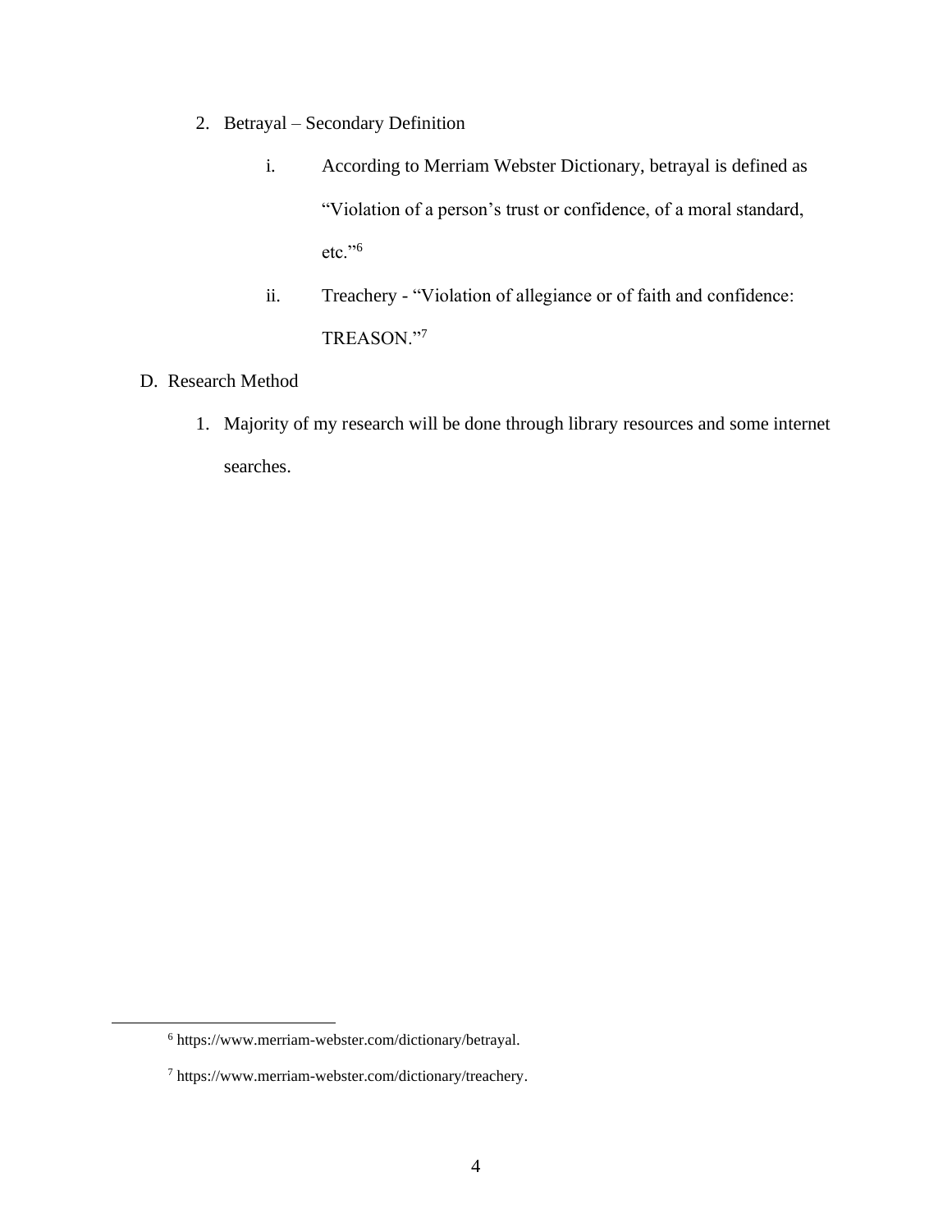2. Betrayal – Secondary Definition

   i. According to Merriam Webster Dictionary, betrayal is defined as "Violation of a person's trust or confidence, of a moral standard, etc."[6]

   ii. Treachery - "Violation of allegiance or of faith and confidence: TREASON."[7]

D. Research Method

   1. Majority of my research will be done through library resources and some internet searches.

---

[6] https://www.merriam-webster.com/dictionary/betrayal.

[7] https://www.merriam-webster.com/dictionary/treachery.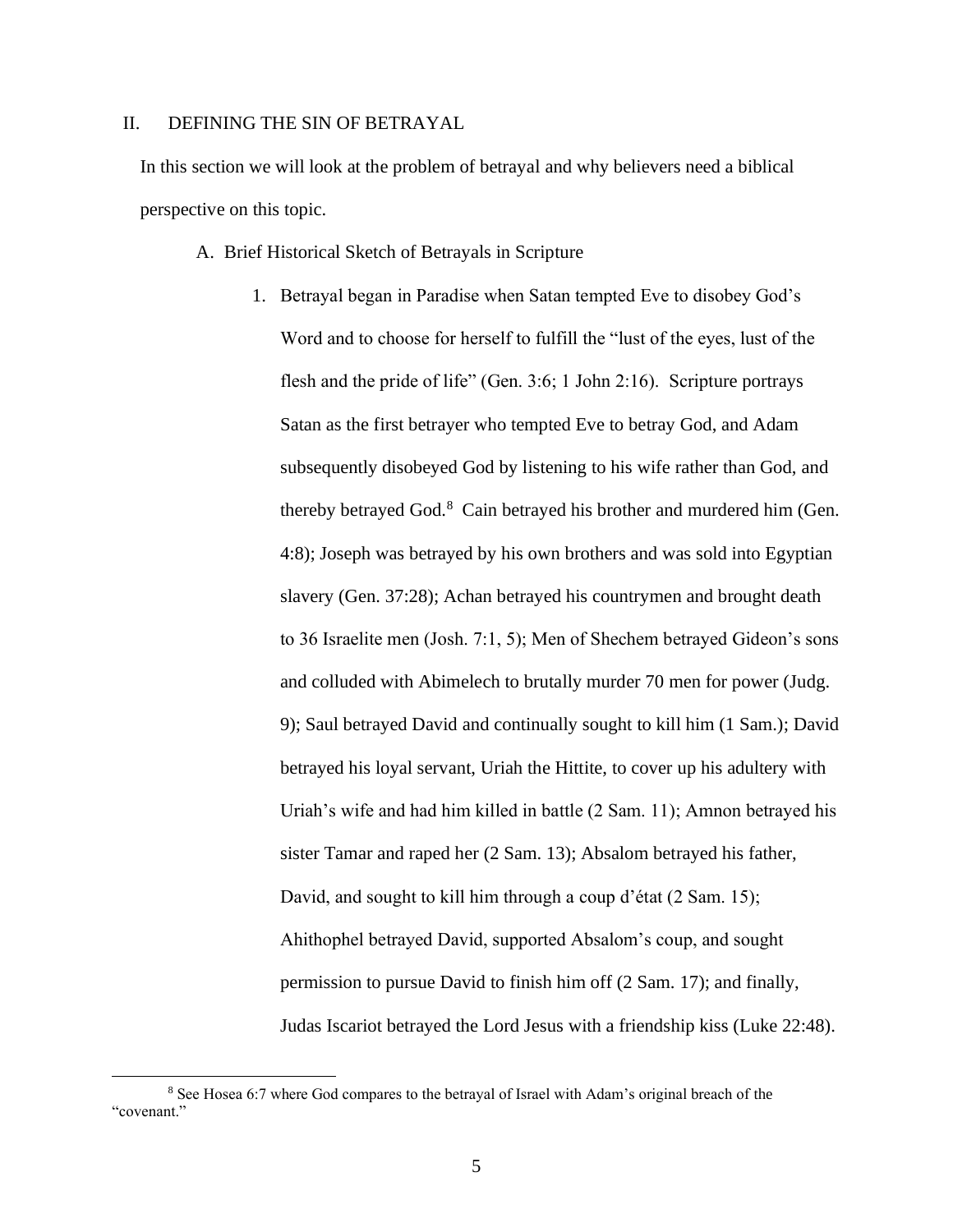## II. DEFINING THE SIN OF BETRAYAL

In this section we will look at the problem of betrayal and why believers need a biblical perspective on this topic.

### A. Brief Historical Sketch of Betrayals in Scripture

1. Betrayal began in Paradise when Satan tempted Eve to disobey God's Word and to choose for herself to fulfill the "lust of the eyes, lust of the flesh and the pride of life" (Gen. 3:6; 1 John 2:16). Scripture portrays Satan as the first betrayer who tempted Eve to betray God, and Adam subsequently disobeyed God by listening to his wife rather than God, and thereby betrayed God.[8] Cain betrayed his brother and murdered him (Gen. 4:8); Joseph was betrayed by his own brothers and was sold into Egyptian slavery (Gen. 37:28); Achan betrayed his countrymen and brought death to 36 Israelite men (Josh. 7:1, 5); Men of Shechem betrayed Gideon's sons and colluded with Abimelech to brutally murder 70 men for power (Judg. 9); Saul betrayed David and continually sought to kill him (1 Sam.); David betrayed his loyal servant, Uriah the Hittite, to cover up his adultery with Uriah's wife and had him killed in battle (2 Sam. 11); Amnon betrayed his sister Tamar and raped her (2 Sam. 13); Absalom betrayed his father, David, and sought to kill him through a coup d'état (2 Sam. 15); Ahithophel betrayed David, supported Absalom's coup, and sought permission to pursue David to finish him off (2 Sam. 17); and finally, Judas Iscariot betrayed the Lord Jesus with a friendship kiss (Luke 22:48).

---

[8] See Hosea 6:7 where God compares to the betrayal of Israel with Adam's original breach of the "covenant."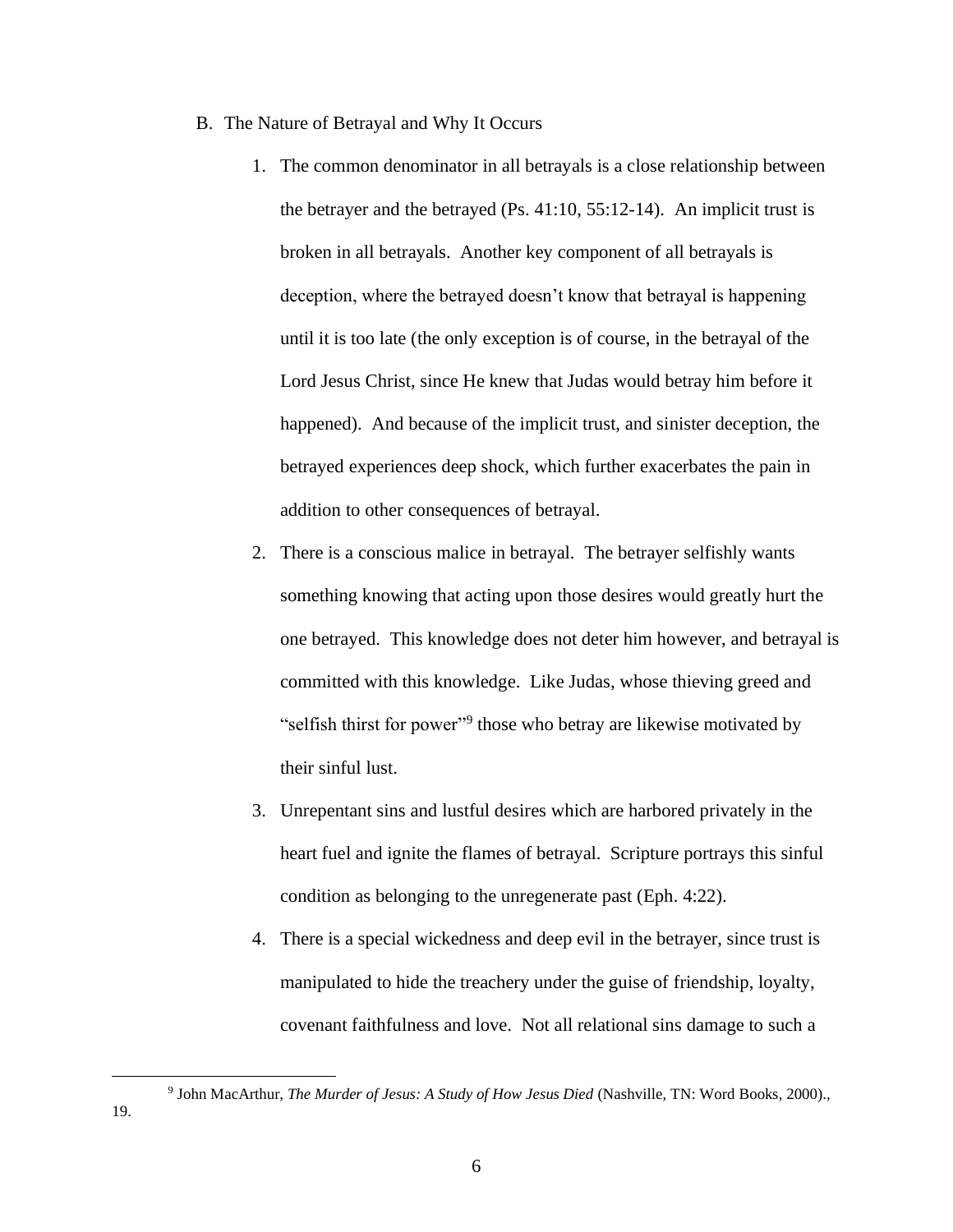B. The Nature of Betrayal and Why It Occurs

1. The common denominator in all betrayals is a close relationship between the betrayer and the betrayed (Ps. 41:10, 55:12-14). An implicit trust is broken in all betrayals. Another key component of all betrayals is deception, where the betrayed doesn't know that betrayal is happening until it is too late (the only exception is of course, in the betrayal of the Lord Jesus Christ, since He knew that Judas would betray him before it happened). And because of the implicit trust, and sinister deception, the betrayed experiences deep shock, which further exacerbates the pain in addition to other consequences of betrayal.

2. There is a conscious malice in betrayal. The betrayer selfishly wants something knowing that acting upon those desires would greatly hurt the one betrayed. This knowledge does not deter him however, and betrayal is committed with this knowledge. Like Judas, whose thieving greed and "selfish thirst for power"[9] those who betray are likewise motivated by their sinful lust.

3. Unrepentant sins and lustful desires which are harbored privately in the heart fuel and ignite the flames of betrayal. Scripture portrays this sinful condition as belonging to the unregenerate past (Eph. 4:22).

4. There is a special wickedness and deep evil in the betrayer, since trust is manipulated to hide the treachery under the guise of friendship, loyalty, covenant faithfulness and love. Not all relational sins damage to such a

---

[9] John MacArthur, *The Murder of Jesus: A Study of How Jesus Died* (Nashville, TN: Word Books, 2000)., 19.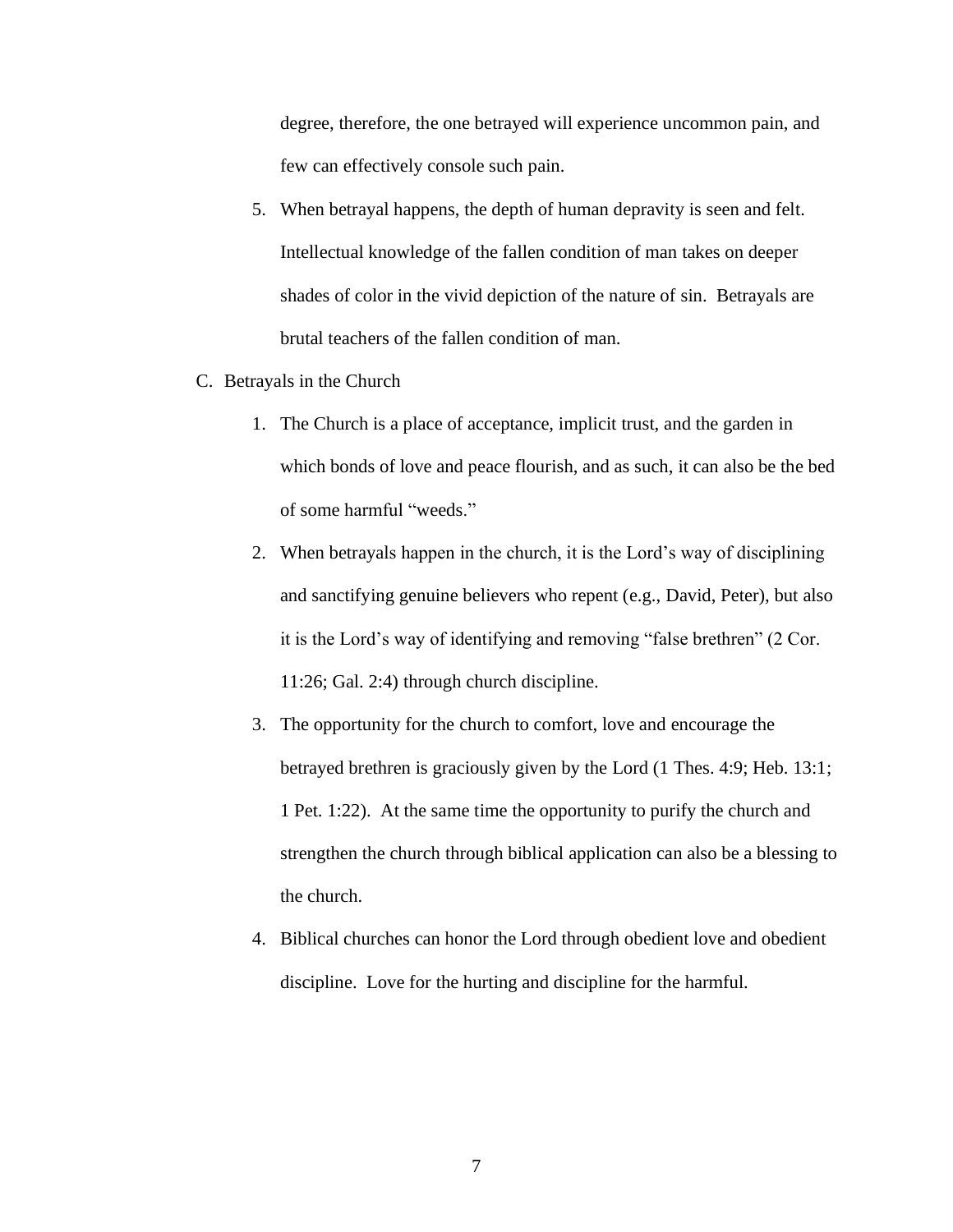degree, therefore, the one betrayed will experience uncommon pain, and few can effectively console such pain.

5. When betrayal happens, the depth of human depravity is seen and felt. Intellectual knowledge of the fallen condition of man takes on deeper shades of color in the vivid depiction of the nature of sin. Betrayals are brutal teachers of the fallen condition of man.

C. Betrayals in the Church

1. The Church is a place of acceptance, implicit trust, and the garden in which bonds of love and peace flourish, and as such, it can also be the bed of some harmful "weeds."
2. When betrayals happen in the church, it is the Lord's way of disciplining and sanctifying genuine believers who repent (e.g., David, Peter), but also it is the Lord's way of identifying and removing "false brethren" (2 Cor. 11:26; Gal. 2:4) through church discipline.
3. The opportunity for the church to comfort, love and encourage the betrayed brethren is graciously given by the Lord (1 Thes. 4:9; Heb. 13:1; 1 Pet. 1:22). At the same time the opportunity to purify the church and strengthen the church through biblical application can also be a blessing to the church.
4. Biblical churches can honor the Lord through obedient love and obedient discipline. Love for the hurting and discipline for the harmful.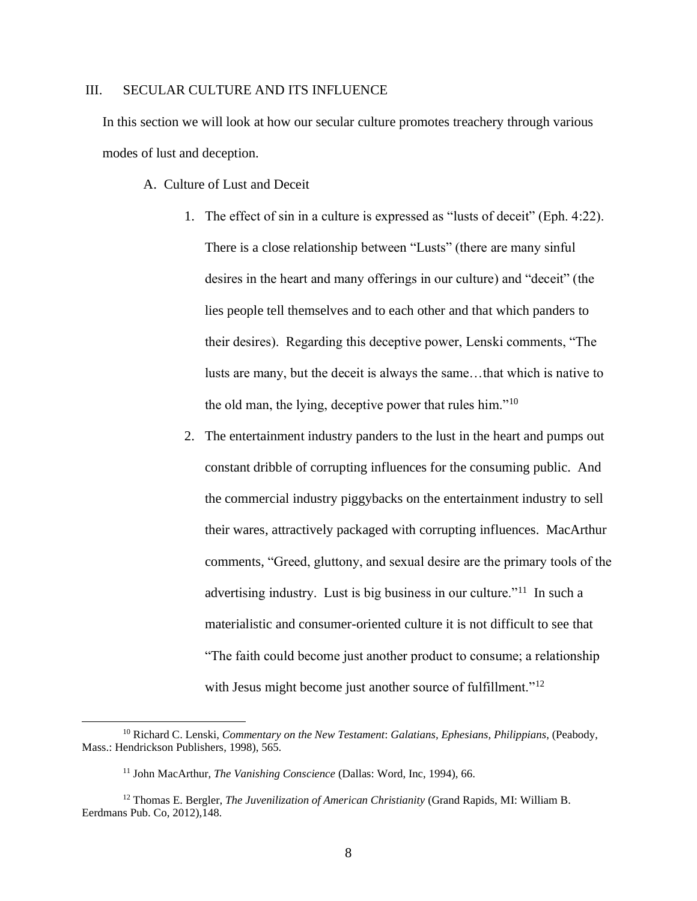## III. SECULAR CULTURE AND ITS INFLUENCE

In this section we will look at how our secular culture promotes treachery through various modes of lust and deception.

### A. Culture of Lust and Deceit

1. The effect of sin in a culture is expressed as "lusts of deceit" (Eph. 4:22). There is a close relationship between "Lusts" (there are many sinful desires in the heart and many offerings in our culture) and "deceit" (the lies people tell themselves and to each other and that which panders to their desires). Regarding this deceptive power, Lenski comments, "The lusts are many, but the deceit is always the same…that which is native to the old man, the lying, deceptive power that rules him."[10]

2. The entertainment industry panders to the lust in the heart and pumps out constant dribble of corrupting influences for the consuming public. And the commercial industry piggybacks on the entertainment industry to sell their wares, attractively packaged with corrupting influences. MacArthur comments, "Greed, gluttony, and sexual desire are the primary tools of the advertising industry. Lust is big business in our culture."[11] In such a materialistic and consumer-oriented culture it is not difficult to see that "The faith could become just another product to consume; a relationship with Jesus might become just another source of fulfillment."[12]

---

[10] Richard C. Lenski, *Commentary on the New Testament*: *Galatians, Ephesians, Philippians*, (Peabody, Mass.: Hendrickson Publishers, 1998), 565.

[11] John MacArthur, *The Vanishing Conscience* (Dallas: Word, Inc, 1994), 66.

[12] Thomas E. Bergler, *The Juvenilization of American Christianity* (Grand Rapids, MI: William B. Eerdmans Pub. Co, 2012),148.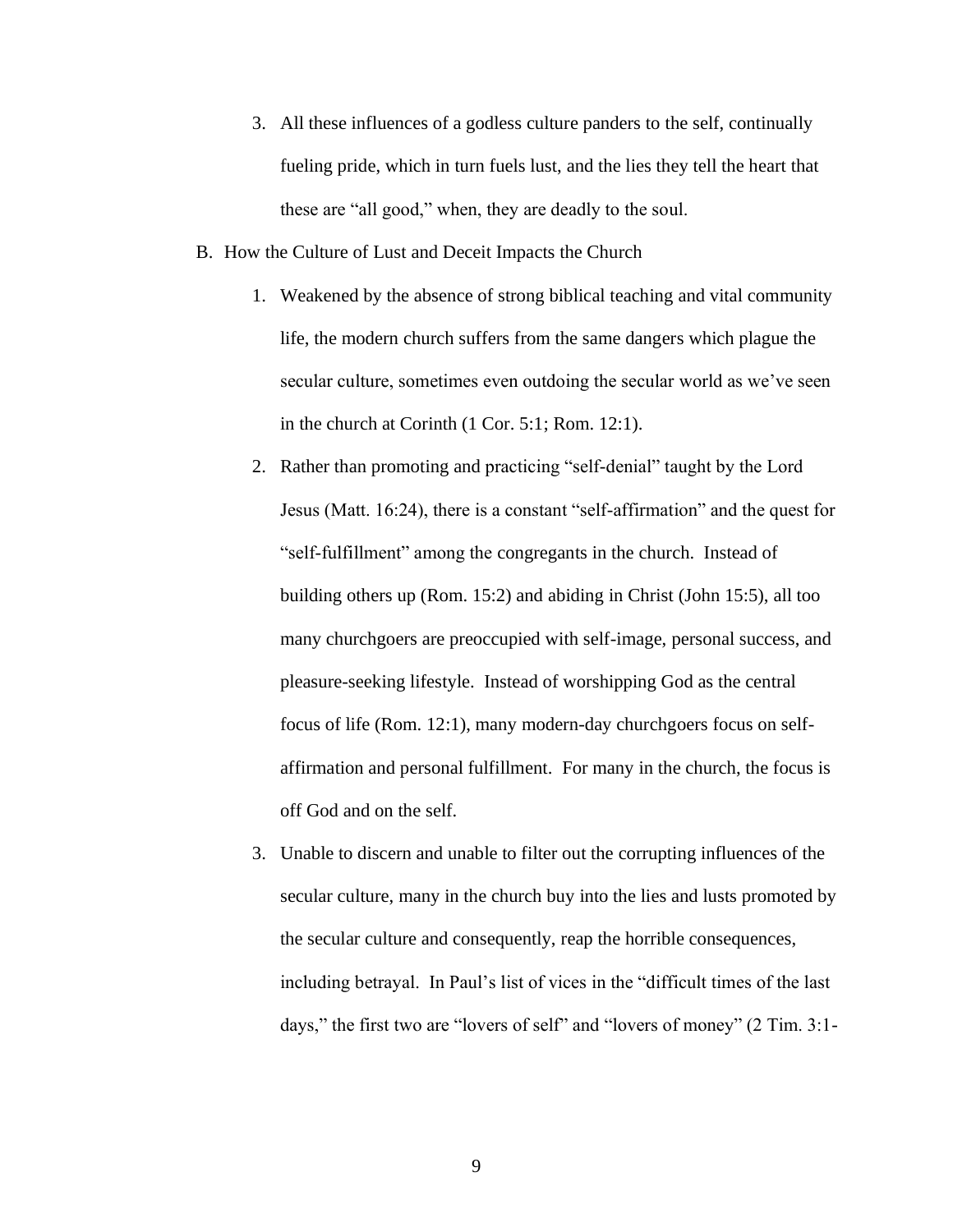3. All these influences of a godless culture panders to the self, continually fueling pride, which in turn fuels lust, and the lies they tell the heart that these are "all good," when, they are deadly to the soul.

B. How the Culture of Lust and Deceit Impacts the Church

1. Weakened by the absence of strong biblical teaching and vital community life, the modern church suffers from the same dangers which plague the secular culture, sometimes even outdoing the secular world as we've seen in the church at Corinth (1 Cor. 5:1; Rom. 12:1).

2. Rather than promoting and practicing "self-denial" taught by the Lord Jesus (Matt. 16:24), there is a constant "self-affirmation" and the quest for "self-fulfillment" among the congregants in the church. Instead of building others up (Rom. 15:2) and abiding in Christ (John 15:5), all too many churchgoers are preoccupied with self-image, personal success, and pleasure-seeking lifestyle. Instead of worshipping God as the central focus of life (Rom. 12:1), many modern-day churchgoers focus on self-affirmation and personal fulfillment. For many in the church, the focus is off God and on the self.

3. Unable to discern and unable to filter out the corrupting influences of the secular culture, many in the church buy into the lies and lusts promoted by the secular culture and consequently, reap the horrible consequences, including betrayal. In Paul's list of vices in the "difficult times of the last days," the first two are "lovers of self" and "lovers of money" (2 Tim. 3:1-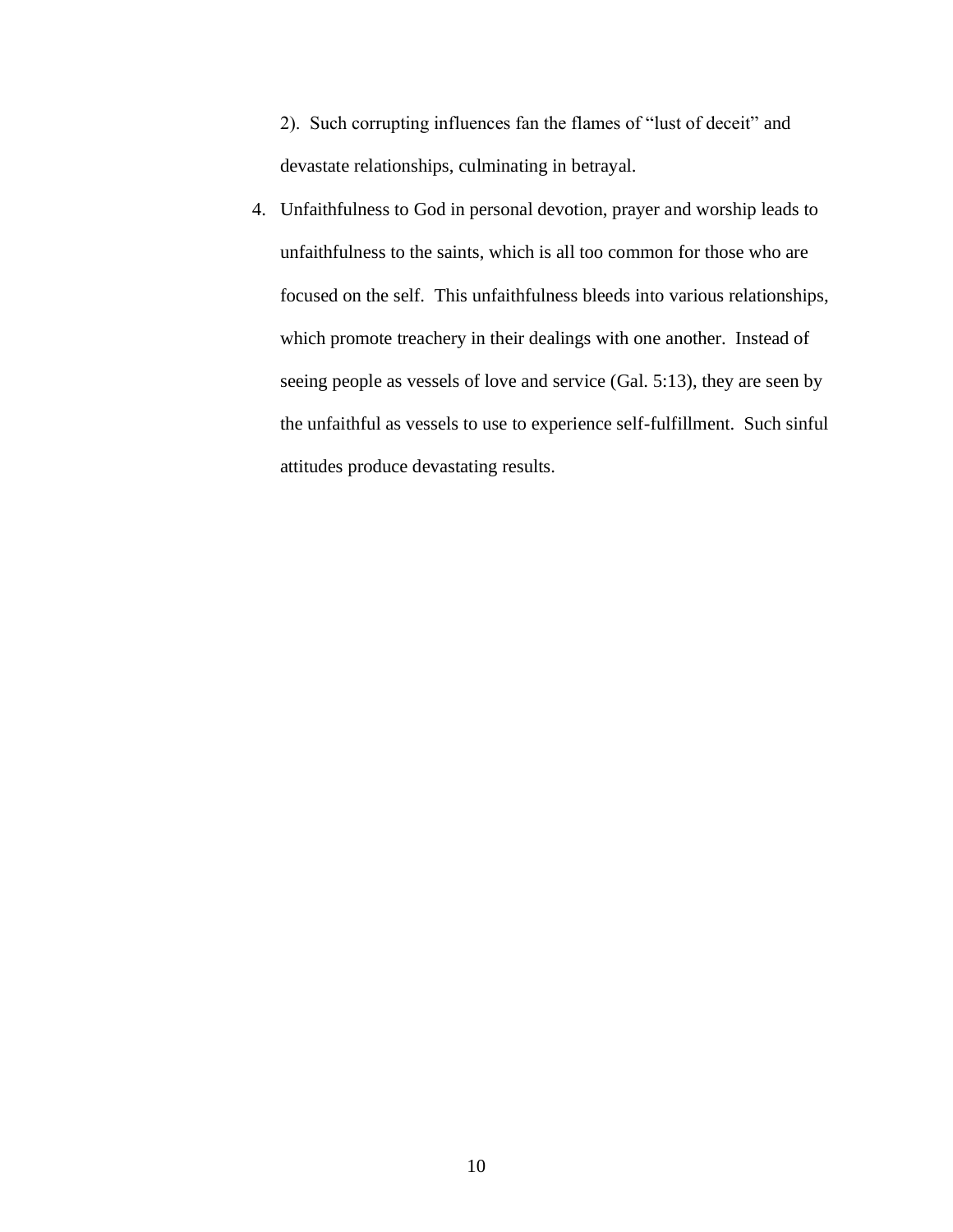2). Such corrupting influences fan the flames of "lust of deceit" and devastate relationships, culminating in betrayal.

4. Unfaithfulness to God in personal devotion, prayer and worship leads to unfaithfulness to the saints, which is all too common for those who are focused on the self. This unfaithfulness bleeds into various relationships, which promote treachery in their dealings with one another. Instead of seeing people as vessels of love and service (Gal. 5:13), they are seen by the unfaithful as vessels to use to experience self-fulfillment. Such sinful attitudes produce devastating results.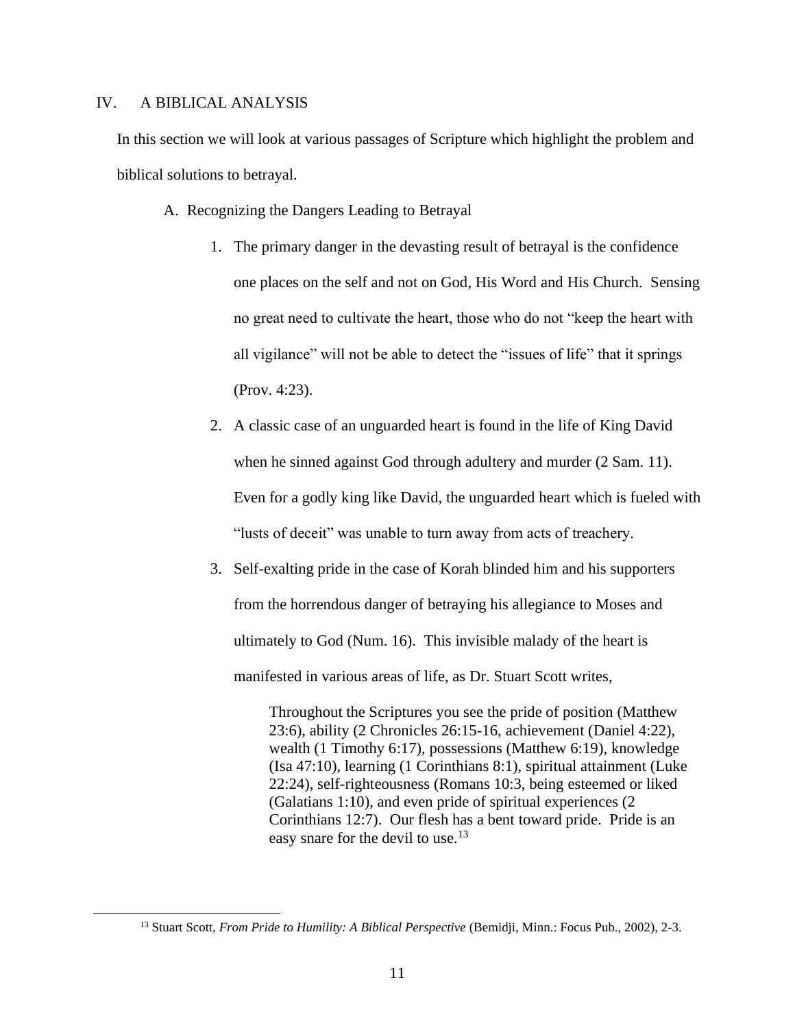## IV. A BIBLICAL ANALYSIS

In this section we will look at various passages of Scripture which highlight the problem and biblical solutions to betrayal.

### A. Recognizing the Dangers Leading to Betrayal

1. The primary danger in the devasting result of betrayal is the confidence one places on the self and not on God, His Word and His Church. Sensing no great need to cultivate the heart, those who do not "keep the heart with all vigilance" will not be able to detect the "issues of life" that it springs (Prov. 4:23).
2. A classic case of an unguarded heart is found in the life of King David when he sinned against God through adultery and murder (2 Sam. 11). Even for a godly king like David, the unguarded heart which is fueled with "lusts of deceit" was unable to turn away from acts of treachery.
3. Self-exalting pride in the case of Korah blinded him and his supporters from the horrendous danger of betraying his allegiance to Moses and ultimately to God (Num. 16). This invisible malady of the heart is manifested in various areas of life, as Dr. Stuart Scott writes,

> Throughout the Scriptures you see the pride of position (Matthew 23:6), ability (2 Chronicles 26:15-16, achievement (Daniel 4:22), wealth (1 Timothy 6:17), possessions (Matthew 6:19), knowledge (Isa 47:10), learning (1 Corinthians 8:1), spiritual attainment (Luke 22:24), self-righteousness (Romans 10:3, being esteemed or liked (Galatians 1:10), and even pride of spiritual experiences (2 Corinthians 12:7). Our flesh has a bent toward pride. Pride is an easy snare for the devil to use.[13]

---

[13] Stuart Scott, *From Pride to Humility: A Biblical Perspective* (Bemidji, Minn.: Focus Pub., 2002), 2-3.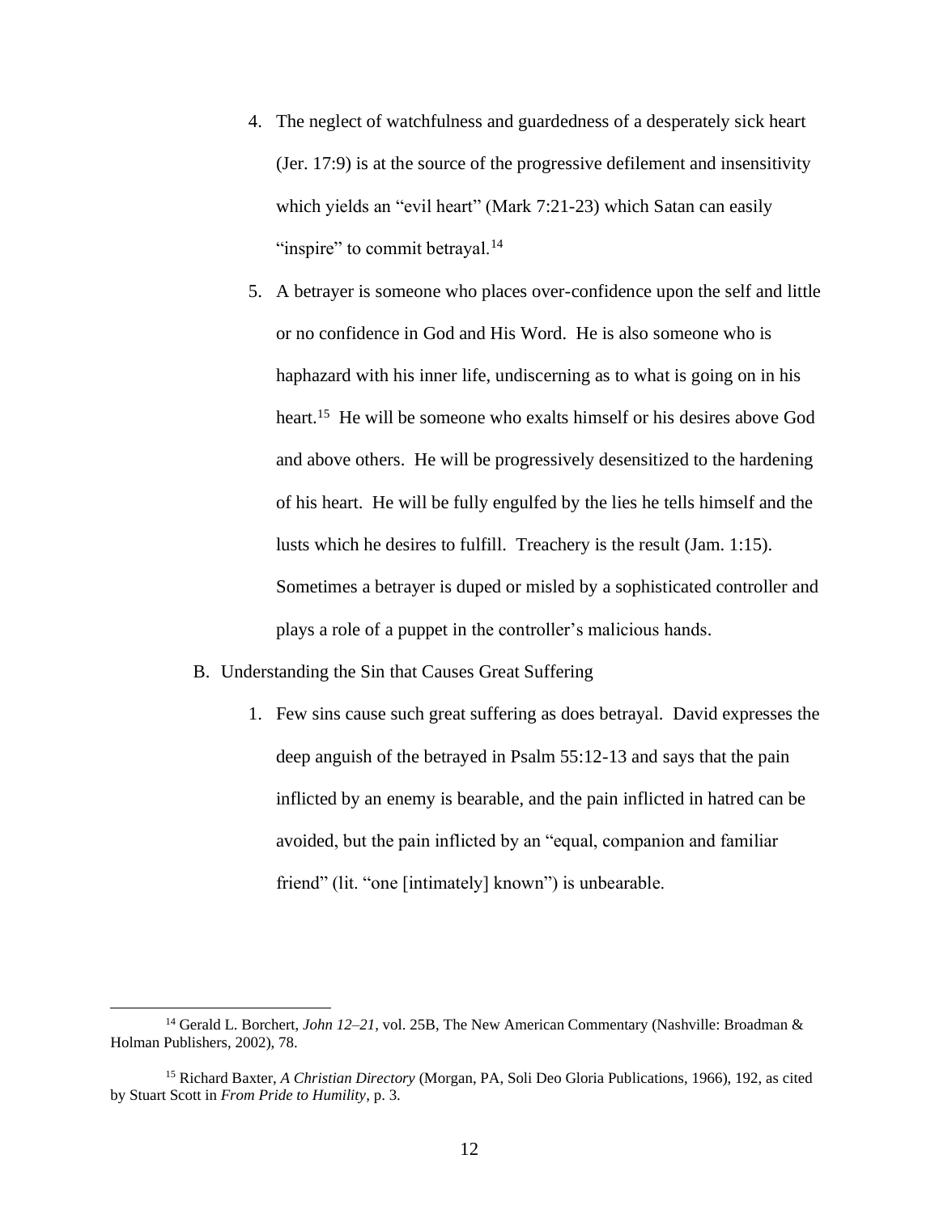4. The neglect of watchfulness and guardedness of a desperately sick heart (Jer. 17:9) is at the source of the progressive defilement and insensitivity which yields an "evil heart" (Mark 7:21-23) which Satan can easily "inspire" to commit betrayal.[14]

5. A betrayer is someone who places over-confidence upon the self and little or no confidence in God and His Word. He is also someone who is haphazard with his inner life, undiscerning as to what is going on in his heart.[15] He will be someone who exalts himself or his desires above God and above others. He will be progressively desensitized to the hardening of his heart. He will be fully engulfed by the lies he tells himself and the lusts which he desires to fulfill. Treachery is the result (Jam. 1:15). Sometimes a betrayer is duped or misled by a sophisticated controller and plays a role of a puppet in the controller's malicious hands.

B. Understanding the Sin that Causes Great Suffering

1. Few sins cause such great suffering as does betrayal. David expresses the deep anguish of the betrayed in Psalm 55:12-13 and says that the pain inflicted by an enemy is bearable, and the pain inflicted in hatred can be avoided, but the pain inflicted by an "equal, companion and familiar friend" (lit. "one [intimately] known") is unbearable.

---

[14] Gerald L. Borchert, *John 12–21*, vol. 25B, The New American Commentary (Nashville: Broadman & Holman Publishers, 2002), 78.

[15] Richard Baxter, *A Christian Directory* (Morgan, PA, Soli Deo Gloria Publications, 1966), 192, as cited by Stuart Scott in *From Pride to Humility*, p. 3.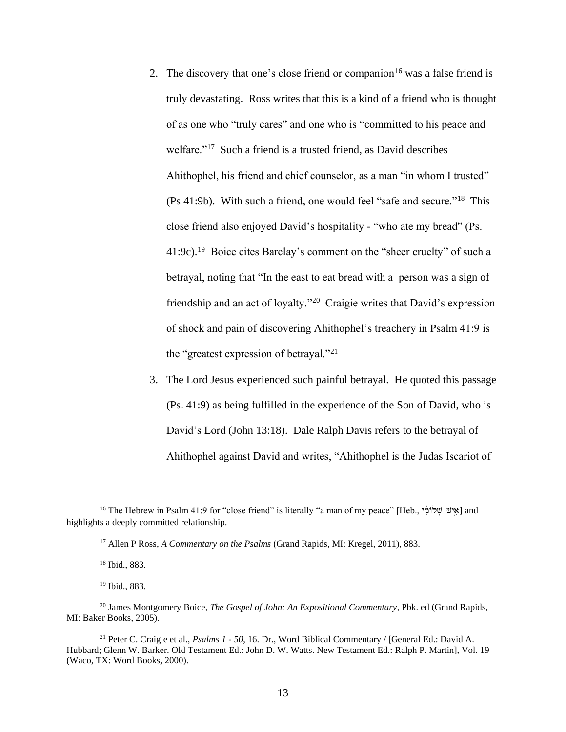2. The discovery that one's close friend or companion[16] was a false friend is truly devastating. Ross writes that this is a kind of a friend who is thought of as one who "truly cares" and one who is "committed to his peace and welfare."[17] Such a friend is a trusted friend, as David describes Ahithophel, his friend and chief counselor, as a man "in whom I trusted" (Ps 41:9b). With such a friend, one would feel "safe and secure."[18] This close friend also enjoyed David's hospitality - "who ate my bread" (Ps. 41:9c).[19] Boice cites Barclay's comment on the "sheer cruelty" of such a betrayal, noting that "In the east to eat bread with a person was a sign of friendship and an act of loyalty."[20] Craigie writes that David's expression of shock and pain of discovering Ahithophel's treachery in Psalm 41:9 is the "greatest expression of betrayal."[21]

3. The Lord Jesus experienced such painful betrayal. He quoted this passage (Ps. 41:9) as being fulfilled in the experience of the Son of David, who is David's Lord (John 13:18). Dale Ralph Davis refers to the betrayal of Ahithophel against David and writes, "Ahithophel is the Judas Iscariot of

---

[16] The Hebrew in Psalm 41:9 for "close friend" is literally "a man of my peace" [Heb., אִישׁ שְׁלוֹמִי] and highlights a deeply committed relationship.

[17] Allen P Ross, *A Commentary on the Psalms* (Grand Rapids, MI: Kregel, 2011), 883.

[18] Ibid., 883.

[19] Ibid., 883.

[20] James Montgomery Boice, *The Gospel of John: An Expositional Commentary*, Pbk. ed (Grand Rapids, MI: Baker Books, 2005).

[21] Peter C. Craigie et al., *Psalms 1 - 50*, 16. Dr., Word Biblical Commentary / [General Ed.: David A. Hubbard; Glenn W. Barker. Old Testament Ed.: John D. W. Watts. New Testament Ed.: Ralph P. Martin], Vol. 19 (Waco, TX: Word Books, 2000).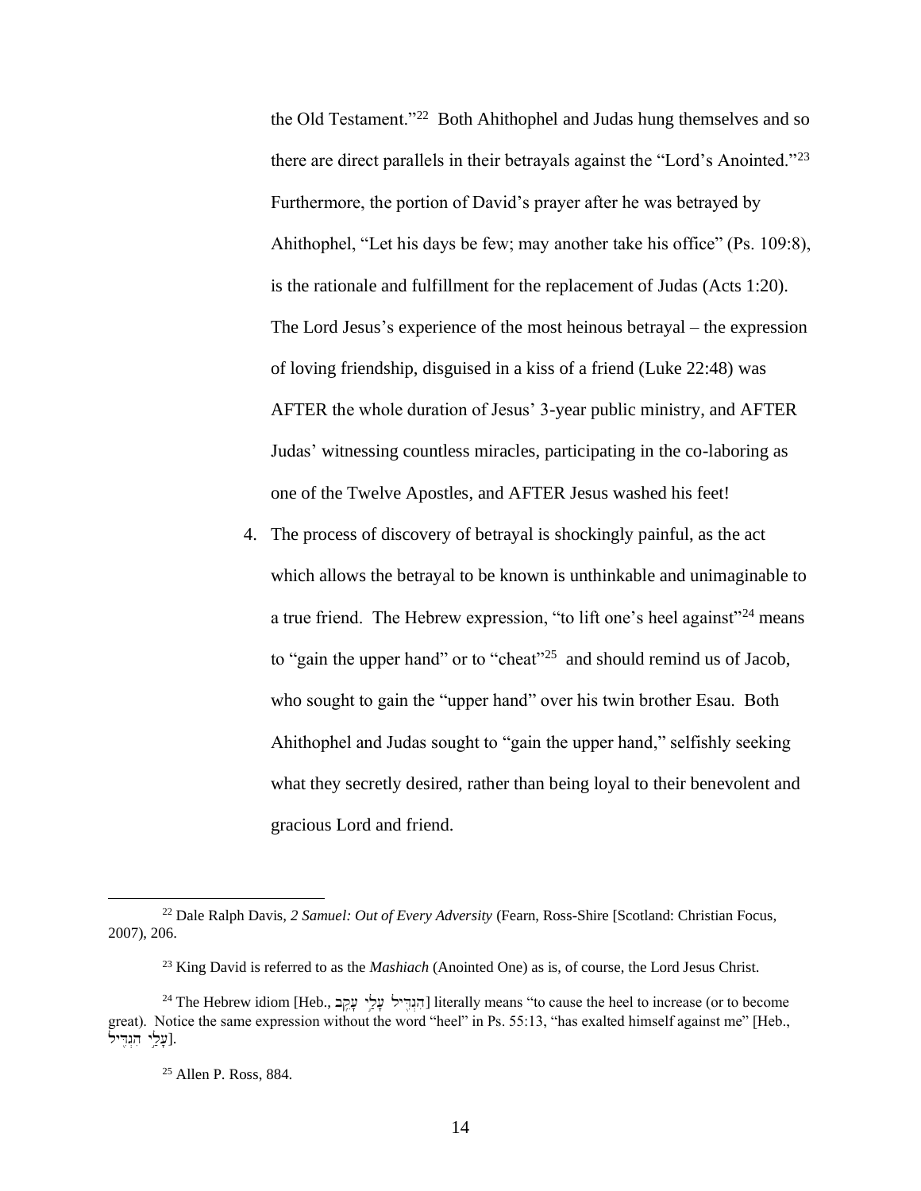the Old Testament."[22] Both Ahithophel and Judas hung themselves and so there are direct parallels in their betrayals against the "Lord's Anointed."[23] Furthermore, the portion of David's prayer after he was betrayed by Ahithophel, "Let his days be few; may another take his office" (Ps. 109:8), is the rationale and fulfillment for the replacement of Judas (Acts 1:20). The Lord Jesus's experience of the most heinous betrayal – the expression of loving friendship, disguised in a kiss of a friend (Luke 22:48) was AFTER the whole duration of Jesus' 3-year public ministry, and AFTER Judas' witnessing countless miracles, participating in the co-laboring as one of the Twelve Apostles, and AFTER Jesus washed his feet!

4. The process of discovery of betrayal is shockingly painful, as the act which allows the betrayal to be known is unthinkable and unimaginable to a true friend. The Hebrew expression, "to lift one's heel against"[24] means to "gain the upper hand" or to "cheat"[25] and should remind us of Jacob, who sought to gain the "upper hand" over his twin brother Esau. Both Ahithophel and Judas sought to "gain the upper hand," selfishly seeking what they secretly desired, rather than being loyal to their benevolent and gracious Lord and friend.

---

[22] Dale Ralph Davis, *2 Samuel: Out of Every Adversity* (Fearn, Ross-Shire [Scotland: Christian Focus, 2007), 206.

[23] King David is referred to as the *Mashiach* (Anointed One) as is, of course, the Lord Jesus Christ.

[24] The Hebrew idiom [Heb., הִגְדִּיל עָלַי עָקֵב] literally means "to cause the heel to increase (or to become great). Notice the same expression without the word "heel" in Ps. 55:13, "has exalted himself against me" [Heb., עָלַי הִגְדִּיל].

[25] Allen P. Ross, 884.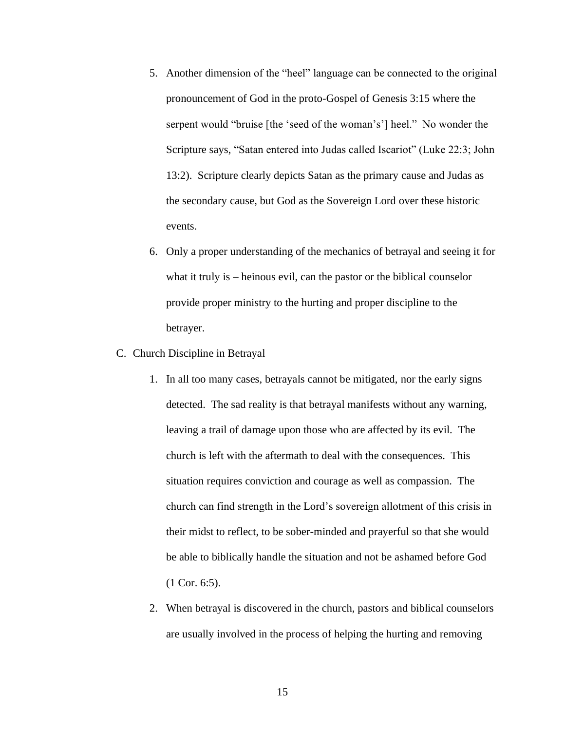5. Another dimension of the "heel" language can be connected to the original pronouncement of God in the proto-Gospel of Genesis 3:15 where the serpent would "bruise [the 'seed of the woman's'] heel." No wonder the Scripture says, "Satan entered into Judas called Iscariot" (Luke 22:3; John 13:2). Scripture clearly depicts Satan as the primary cause and Judas as the secondary cause, but God as the Sovereign Lord over these historic events.

6. Only a proper understanding of the mechanics of betrayal and seeing it for what it truly is – heinous evil, can the pastor or the biblical counselor provide proper ministry to the hurting and proper discipline to the betrayer.

C. Church Discipline in Betrayal

1. In all too many cases, betrayals cannot be mitigated, nor the early signs detected. The sad reality is that betrayal manifests without any warning, leaving a trail of damage upon those who are affected by its evil. The church is left with the aftermath to deal with the consequences. This situation requires conviction and courage as well as compassion. The church can find strength in the Lord's sovereign allotment of this crisis in their midst to reflect, to be sober-minded and prayerful so that she would be able to biblically handle the situation and not be ashamed before God (1 Cor. 6:5).

2. When betrayal is discovered in the church, pastors and biblical counselors are usually involved in the process of helping the hurting and removing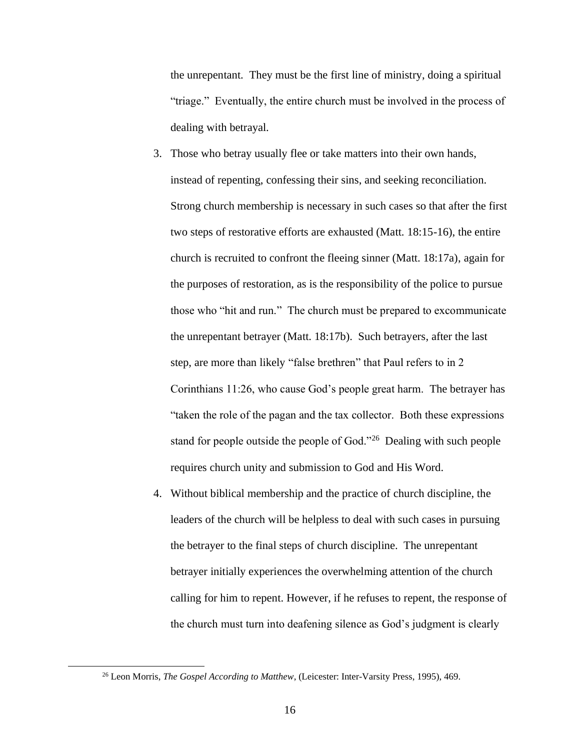the unrepentant. They must be the first line of ministry, doing a spiritual "triage." Eventually, the entire church must be involved in the process of dealing with betrayal.

3. Those who betray usually flee or take matters into their own hands, instead of repenting, confessing their sins, and seeking reconciliation. Strong church membership is necessary in such cases so that after the first two steps of restorative efforts are exhausted (Matt. 18:15-16), the entire church is recruited to confront the fleeing sinner (Matt. 18:17a), again for the purposes of restoration, as is the responsibility of the police to pursue those who "hit and run." The church must be prepared to excommunicate the unrepentant betrayer (Matt. 18:17b). Such betrayers, after the last step, are more than likely "false brethren" that Paul refers to in 2 Corinthians 11:26, who cause God's people great harm. The betrayer has "taken the role of the pagan and the tax collector. Both these expressions stand for people outside the people of God."[26] Dealing with such people requires church unity and submission to God and His Word.

4. Without biblical membership and the practice of church discipline, the leaders of the church will be helpless to deal with such cases in pursuing the betrayer to the final steps of church discipline. The unrepentant betrayer initially experiences the overwhelming attention of the church calling for him to repent. However, if he refuses to repent, the response of the church must turn into deafening silence as God's judgment is clearly

[26] Leon Morris, *The Gospel According to Matthew*, (Leicester: Inter-Varsity Press, 1995), 469.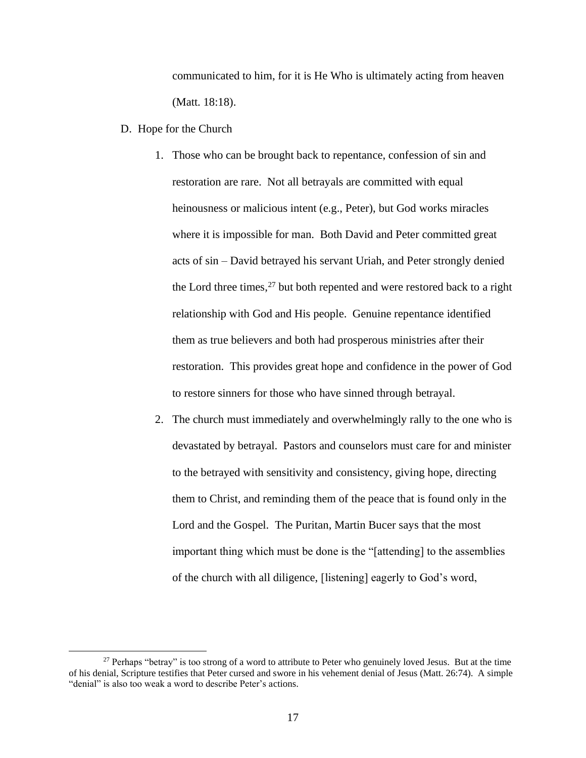communicated to him, for it is He Who is ultimately acting from heaven (Matt. 18:18).

D. Hope for the Church

1. Those who can be brought back to repentance, confession of sin and restoration are rare. Not all betrayals are committed with equal heinousness or malicious intent (e.g., Peter), but God works miracles where it is impossible for man. Both David and Peter committed great acts of sin – David betrayed his servant Uriah, and Peter strongly denied the Lord three times,[27] but both repented and were restored back to a right relationship with God and His people. Genuine repentance identified them as true believers and both had prosperous ministries after their restoration. This provides great hope and confidence in the power of God to restore sinners for those who have sinned through betrayal.

2. The church must immediately and overwhelmingly rally to the one who is devastated by betrayal. Pastors and counselors must care for and minister to the betrayed with sensitivity and consistency, giving hope, directing them to Christ, and reminding them of the peace that is found only in the Lord and the Gospel. The Puritan, Martin Bucer says that the most important thing which must be done is the "[attending] to the assemblies of the church with all diligence, [listening] eagerly to God's word,

---

[27] Perhaps "betray" is too strong of a word to attribute to Peter who genuinely loved Jesus. But at the time of his denial, Scripture testifies that Peter cursed and swore in his vehement denial of Jesus (Matt. 26:74). A simple "denial" is also too weak a word to describe Peter's actions.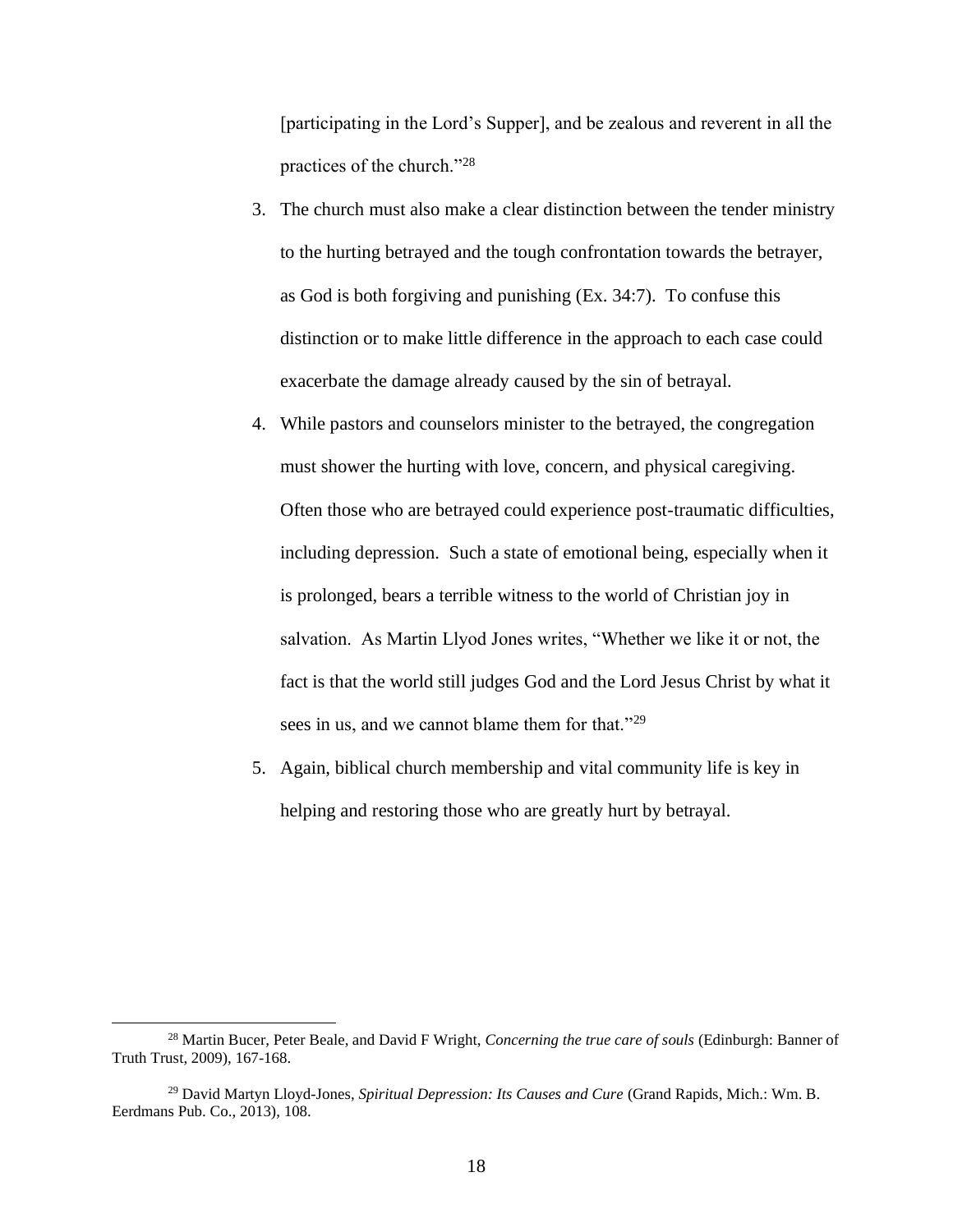[participating in the Lord's Supper], and be zealous and reverent in all the practices of the church."[28]

3. The church must also make a clear distinction between the tender ministry to the hurting betrayed and the tough confrontation towards the betrayer, as God is both forgiving and punishing (Ex. 34:7). To confuse this distinction or to make little difference in the approach to each case could exacerbate the damage already caused by the sin of betrayal.
4. While pastors and counselors minister to the betrayed, the congregation must shower the hurting with love, concern, and physical caregiving. Often those who are betrayed could experience post-traumatic difficulties, including depression. Such a state of emotional being, especially when it is prolonged, bears a terrible witness to the world of Christian joy in salvation. As Martin Llyod Jones writes, "Whether we like it or not, the fact is that the world still judges God and the Lord Jesus Christ by what it sees in us, and we cannot blame them for that."[29]
5. Again, biblical church membership and vital community life is key in helping and restoring those who are greatly hurt by betrayal.

---

[28] Martin Bucer, Peter Beale, and David F Wright, *Concerning the true care of souls* (Edinburgh: Banner of Truth Trust, 2009), 167-168.

[29] David Martyn Lloyd-Jones, *Spiritual Depression: Its Causes and Cure* (Grand Rapids, Mich.: Wm. B. Eerdmans Pub. Co., 2013), 108.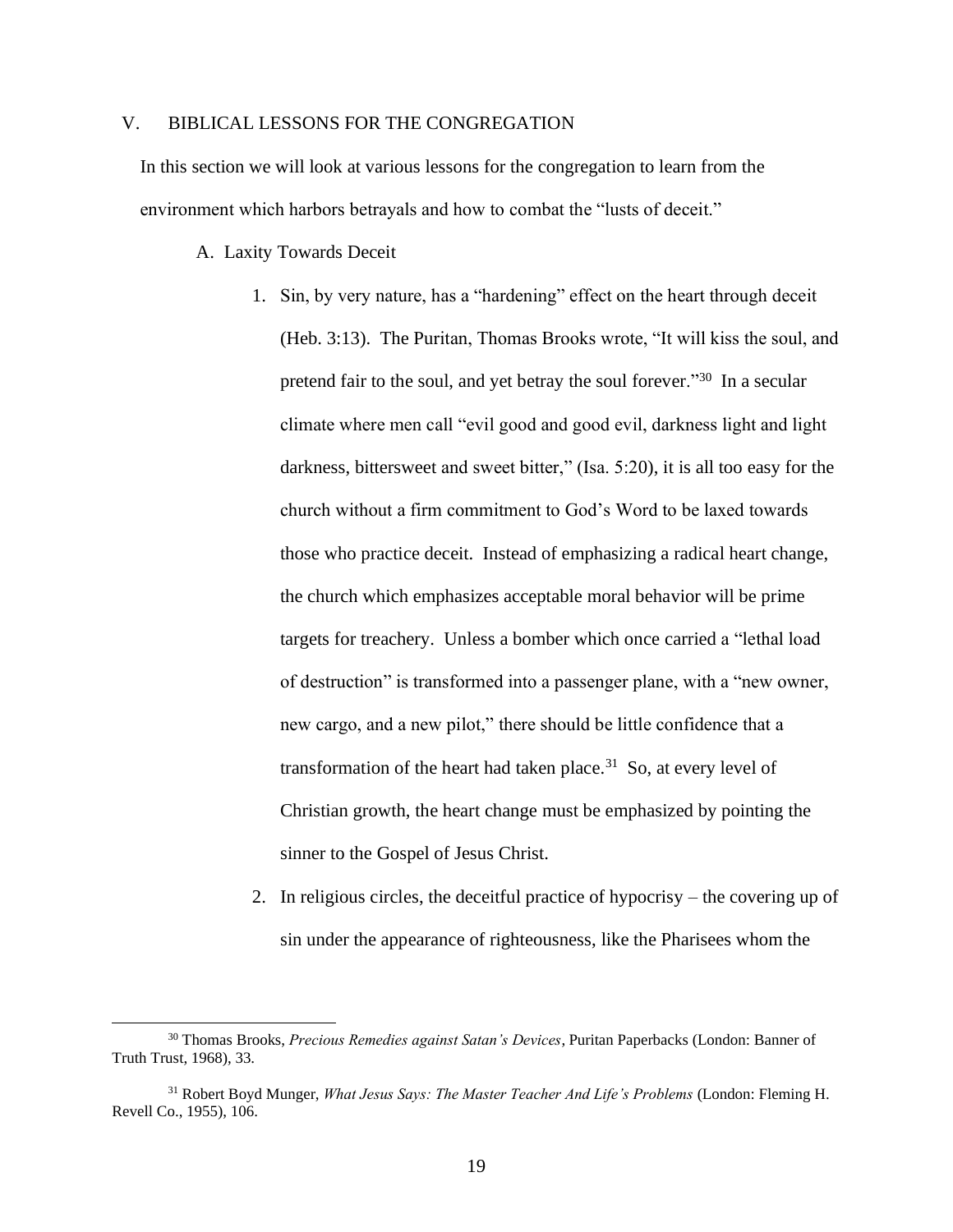## V. BIBLICAL LESSONS FOR THE CONGREGATION

In this section we will look at various lessons for the congregation to learn from the environment which harbors betrayals and how to combat the "lusts of deceit."

### A. Laxity Towards Deceit

1. Sin, by very nature, has a "hardening" effect on the heart through deceit (Heb. 3:13). The Puritan, Thomas Brooks wrote, "It will kiss the soul, and pretend fair to the soul, and yet betray the soul forever."[30] In a secular climate where men call "evil good and good evil, darkness light and light darkness, bittersweet and sweet bitter," (Isa. 5:20), it is all too easy for the church without a firm commitment to God's Word to be laxed towards those who practice deceit. Instead of emphasizing a radical heart change, the church which emphasizes acceptable moral behavior will be prime targets for treachery. Unless a bomber which once carried a "lethal load of destruction" is transformed into a passenger plane, with a "new owner, new cargo, and a new pilot," there should be little confidence that a transformation of the heart had taken place.[31] So, at every level of Christian growth, the heart change must be emphasized by pointing the sinner to the Gospel of Jesus Christ.

2. In religious circles, the deceitful practice of hypocrisy – the covering up of sin under the appearance of righteousness, like the Pharisees whom the

---

[30] Thomas Brooks, *Precious Remedies against Satan's Devices*, Puritan Paperbacks (London: Banner of Truth Trust, 1968), 33.

[31] Robert Boyd Munger, *What Jesus Says: The Master Teacher And Life's Problems* (London: Fleming H. Revell Co., 1955), 106.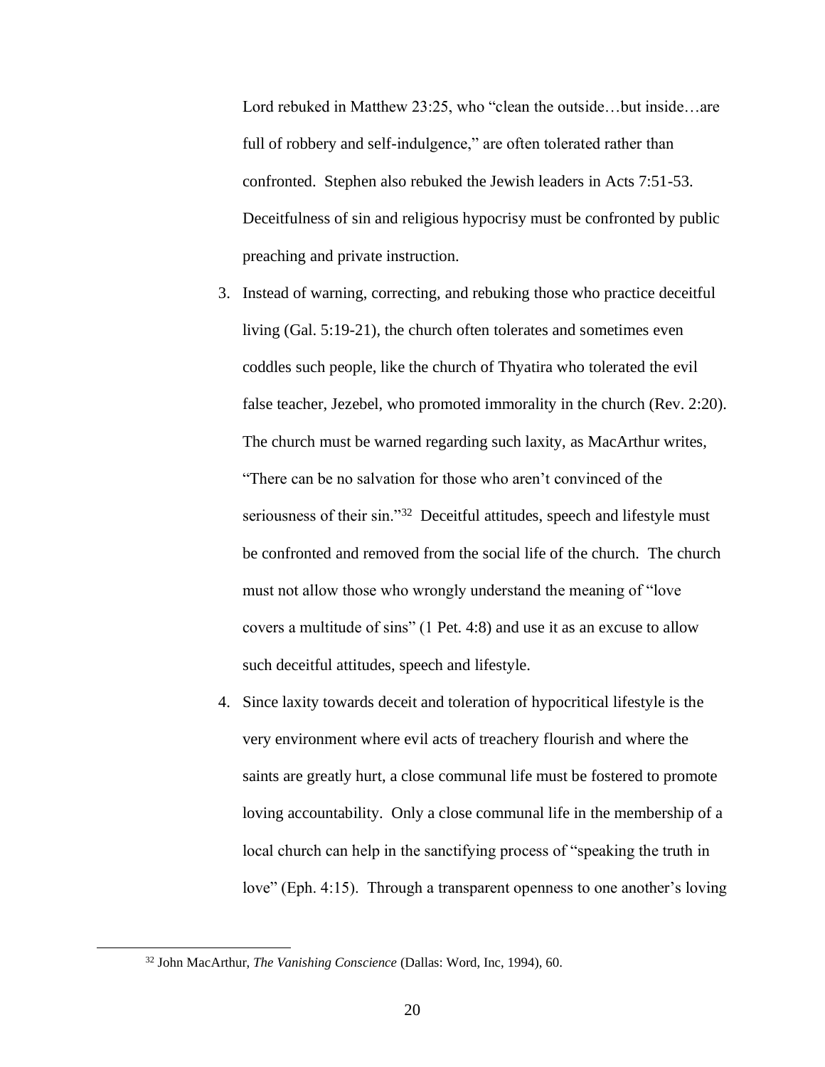Lord rebuked in Matthew 23:25, who "clean the outside…but inside…are full of robbery and self-indulgence," are often tolerated rather than confronted. Stephen also rebuked the Jewish leaders in Acts 7:51-53. Deceitfulness of sin and religious hypocrisy must be confronted by public preaching and private instruction.

3. Instead of warning, correcting, and rebuking those who practice deceitful living (Gal. 5:19-21), the church often tolerates and sometimes even coddles such people, like the church of Thyatira who tolerated the evil false teacher, Jezebel, who promoted immorality in the church (Rev. 2:20). The church must be warned regarding such laxity, as MacArthur writes, "There can be no salvation for those who aren't convinced of the seriousness of their sin."[32] Deceitful attitudes, speech and lifestyle must be confronted and removed from the social life of the church. The church must not allow those who wrongly understand the meaning of "love covers a multitude of sins" (1 Pet. 4:8) and use it as an excuse to allow such deceitful attitudes, speech and lifestyle.
4. Since laxity towards deceit and toleration of hypocritical lifestyle is the very environment where evil acts of treachery flourish and where the saints are greatly hurt, a close communal life must be fostered to promote loving accountability. Only a close communal life in the membership of a local church can help in the sanctifying process of "speaking the truth in love" (Eph. 4:15). Through a transparent openness to one another's loving

[32] John MacArthur, *The Vanishing Conscience* (Dallas: Word, Inc, 1994), 60.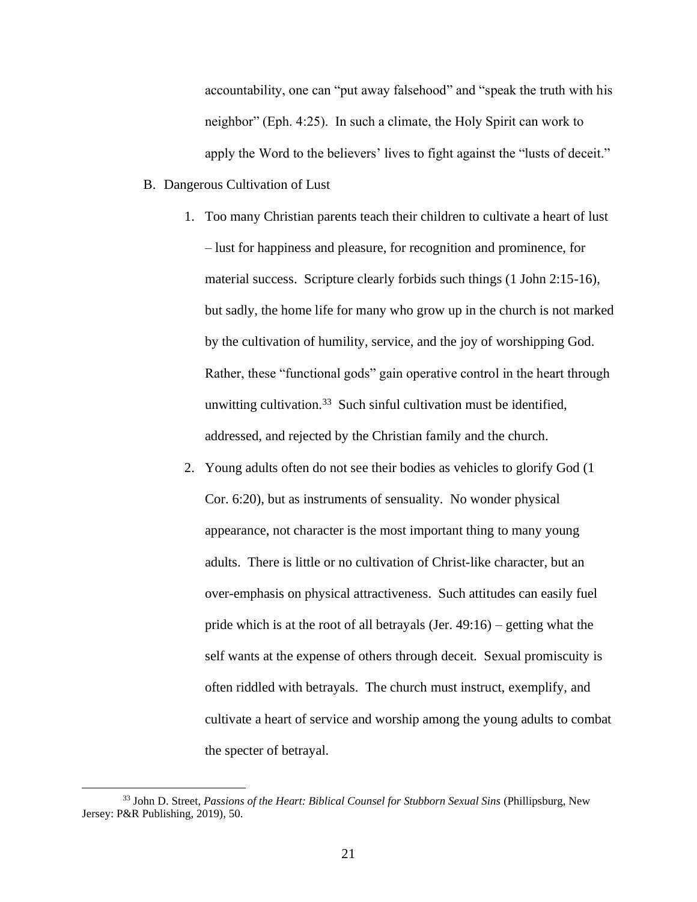accountability, one can "put away falsehood" and "speak the truth with his neighbor" (Eph. 4:25). In such a climate, the Holy Spirit can work to apply the Word to the believers' lives to fight against the "lusts of deceit."

B. Dangerous Cultivation of Lust

1. Too many Christian parents teach their children to cultivate a heart of lust – lust for happiness and pleasure, for recognition and prominence, for material success. Scripture clearly forbids such things (1 John 2:15-16), but sadly, the home life for many who grow up in the church is not marked by the cultivation of humility, service, and the joy of worshipping God. Rather, these "functional gods" gain operative control in the heart through unwitting cultivation.[33] Such sinful cultivation must be identified, addressed, and rejected by the Christian family and the church.

2. Young adults often do not see their bodies as vehicles to glorify God (1 Cor. 6:20), but as instruments of sensuality. No wonder physical appearance, not character is the most important thing to many young adults. There is little or no cultivation of Christ-like character, but an over-emphasis on physical attractiveness. Such attitudes can easily fuel pride which is at the root of all betrayals (Jer. 49:16) – getting what the self wants at the expense of others through deceit. Sexual promiscuity is often riddled with betrayals. The church must instruct, exemplify, and cultivate a heart of service and worship among the young adults to combat the specter of betrayal.

---

[33] John D. Street, *Passions of the Heart: Biblical Counsel for Stubborn Sexual Sins* (Phillipsburg, New Jersey: P&R Publishing, 2019), 50.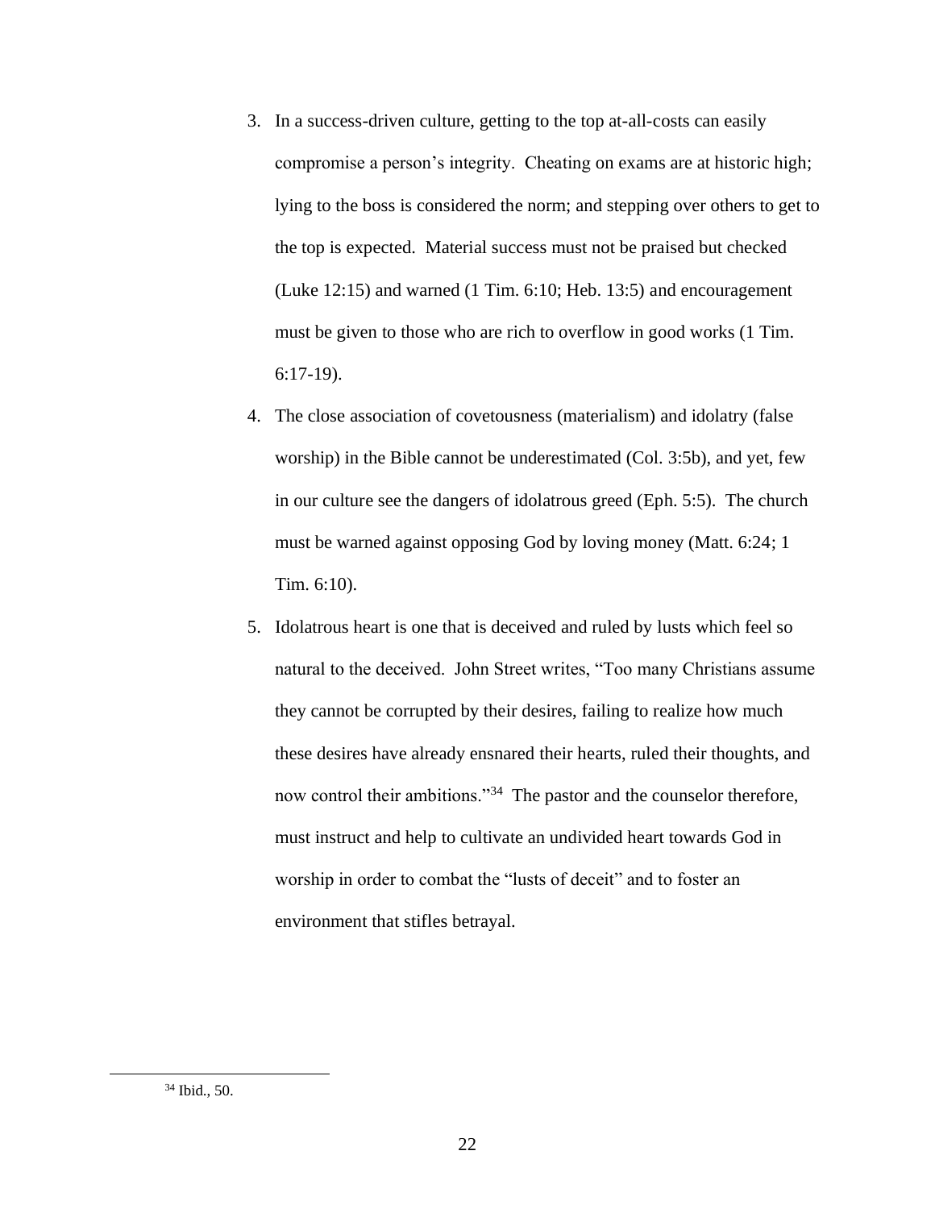3. In a success-driven culture, getting to the top at-all-costs can easily compromise a person's integrity. Cheating on exams are at historic high; lying to the boss is considered the norm; and stepping over others to get to the top is expected. Material success must not be praised but checked (Luke 12:15) and warned (1 Tim. 6:10; Heb. 13:5) and encouragement must be given to those who are rich to overflow in good works (1 Tim. 6:17-19).
4. The close association of covetousness (materialism) and idolatry (false worship) in the Bible cannot be underestimated (Col. 3:5b), and yet, few in our culture see the dangers of idolatrous greed (Eph. 5:5). The church must be warned against opposing God by loving money (Matt. 6:24; 1 Tim. 6:10).
5. Idolatrous heart is one that is deceived and ruled by lusts which feel so natural to the deceived. John Street writes, "Too many Christians assume they cannot be corrupted by their desires, failing to realize how much these desires have already ensnared their hearts, ruled their thoughts, and now control their ambitions."[34] The pastor and the counselor therefore, must instruct and help to cultivate an undivided heart towards God in worship in order to combat the "lusts of deceit" and to foster an environment that stifles betrayal.

---

[34] Ibid., 50.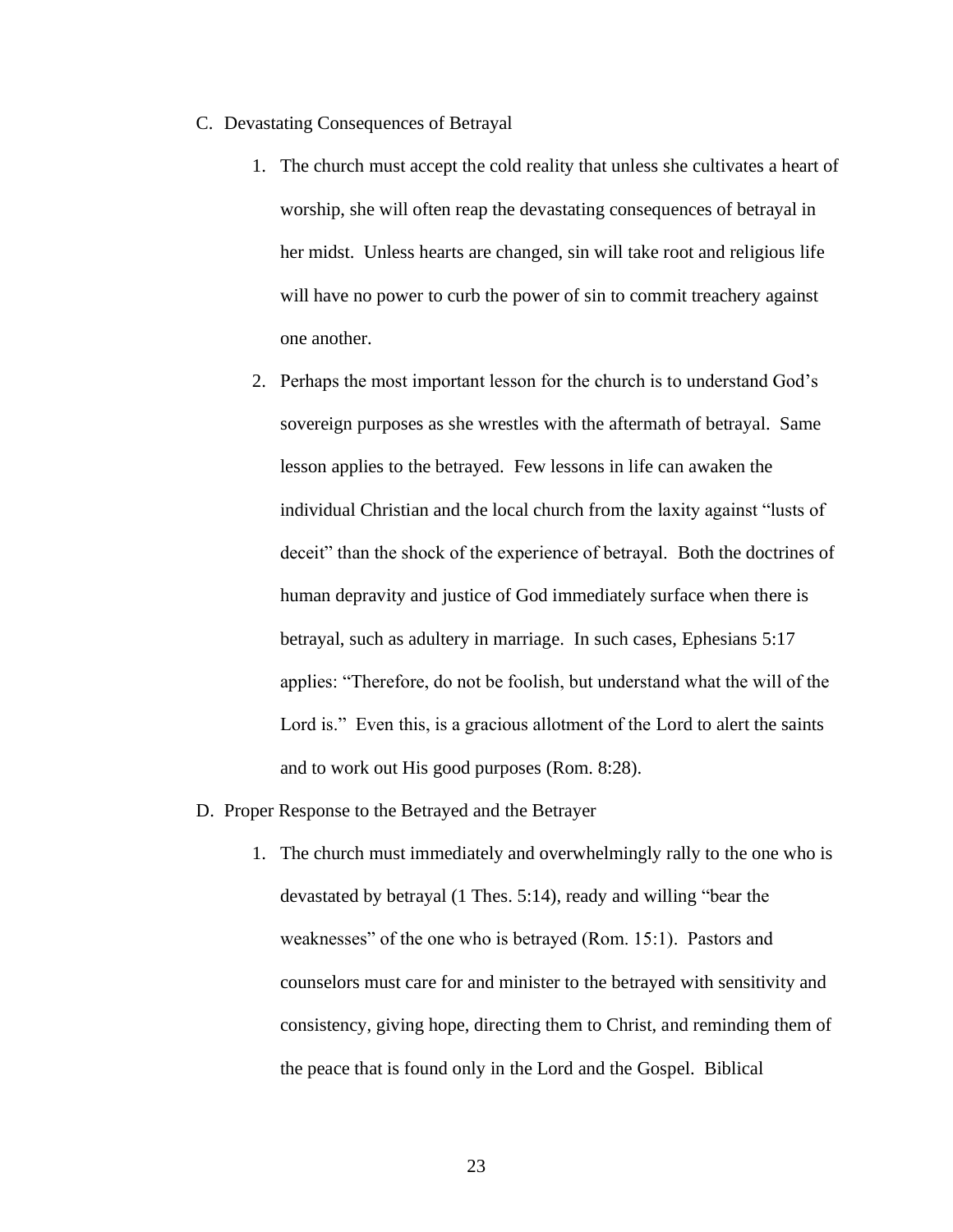C. Devastating Consequences of Betrayal

1. The church must accept the cold reality that unless she cultivates a heart of worship, she will often reap the devastating consequences of betrayal in her midst. Unless hearts are changed, sin will take root and religious life will have no power to curb the power of sin to commit treachery against one another.

2. Perhaps the most important lesson for the church is to understand God's sovereign purposes as she wrestles with the aftermath of betrayal. Same lesson applies to the betrayed. Few lessons in life can awaken the individual Christian and the local church from the laxity against "lusts of deceit" than the shock of the experience of betrayal. Both the doctrines of human depravity and justice of God immediately surface when there is betrayal, such as adultery in marriage. In such cases, Ephesians 5:17 applies: "Therefore, do not be foolish, but understand what the will of the Lord is." Even this, is a gracious allotment of the Lord to alert the saints and to work out His good purposes (Rom. 8:28).

D. Proper Response to the Betrayed and the Betrayer

1. The church must immediately and overwhelmingly rally to the one who is devastated by betrayal (1 Thes. 5:14), ready and willing "bear the weaknesses" of the one who is betrayed (Rom. 15:1). Pastors and counselors must care for and minister to the betrayed with sensitivity and consistency, giving hope, directing them to Christ, and reminding them of the peace that is found only in the Lord and the Gospel. Biblical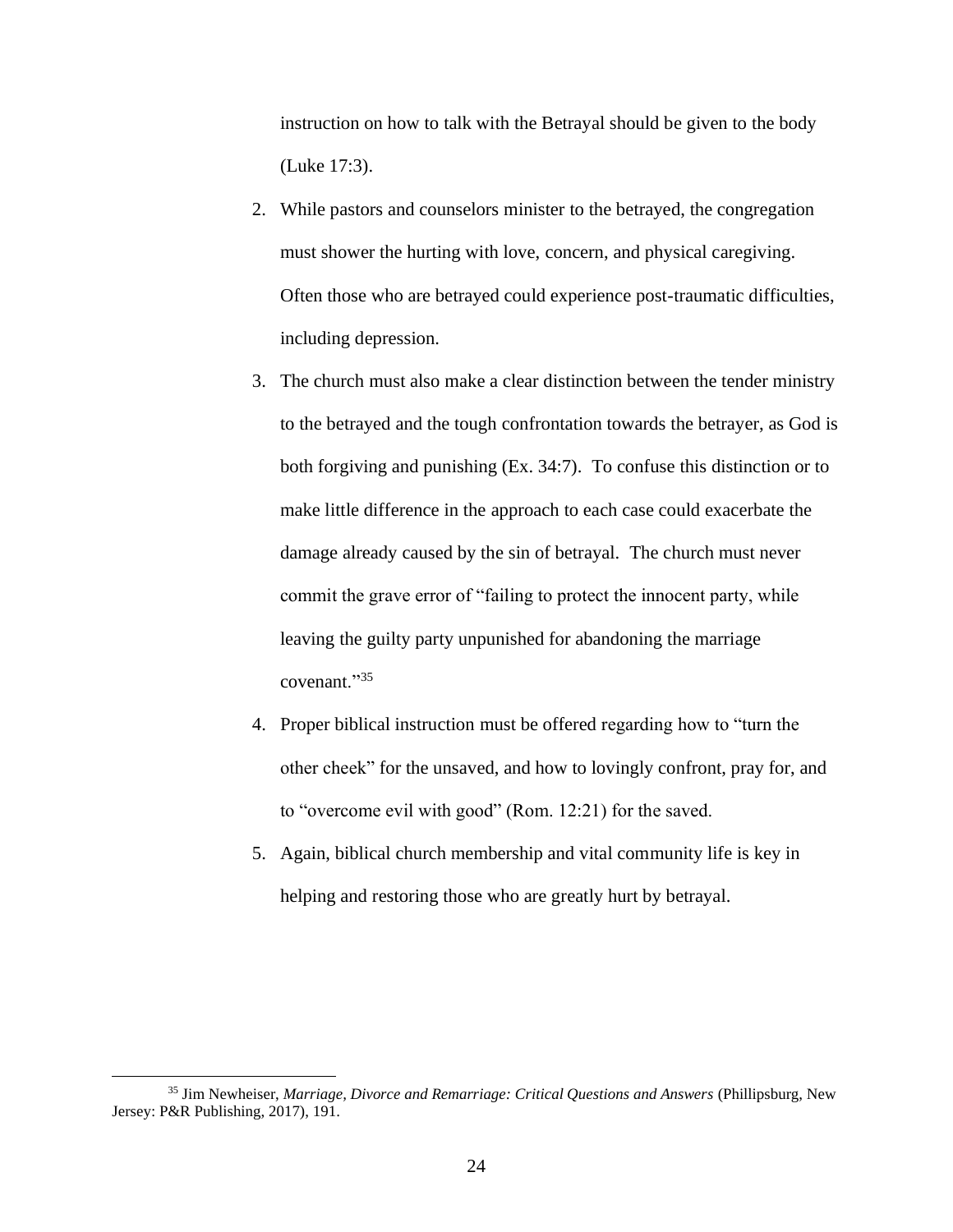instruction on how to talk with the Betrayal should be given to the body (Luke 17:3).

2. While pastors and counselors minister to the betrayed, the congregation must shower the hurting with love, concern, and physical caregiving. Often those who are betrayed could experience post-traumatic difficulties, including depression.
3. The church must also make a clear distinction between the tender ministry to the betrayed and the tough confrontation towards the betrayer, as God is both forgiving and punishing (Ex. 34:7). To confuse this distinction or to make little difference in the approach to each case could exacerbate the damage already caused by the sin of betrayal. The church must never commit the grave error of "failing to protect the innocent party, while leaving the guilty party unpunished for abandoning the marriage covenant."[35]
4. Proper biblical instruction must be offered regarding how to "turn the other cheek" for the unsaved, and how to lovingly confront, pray for, and to "overcome evil with good" (Rom. 12:21) for the saved.
5. Again, biblical church membership and vital community life is key in helping and restoring those who are greatly hurt by betrayal.

---

[35] Jim Newheiser, *Marriage, Divorce and Remarriage: Critical Questions and Answers* (Phillipsburg, New Jersey: P&R Publishing, 2017), 191.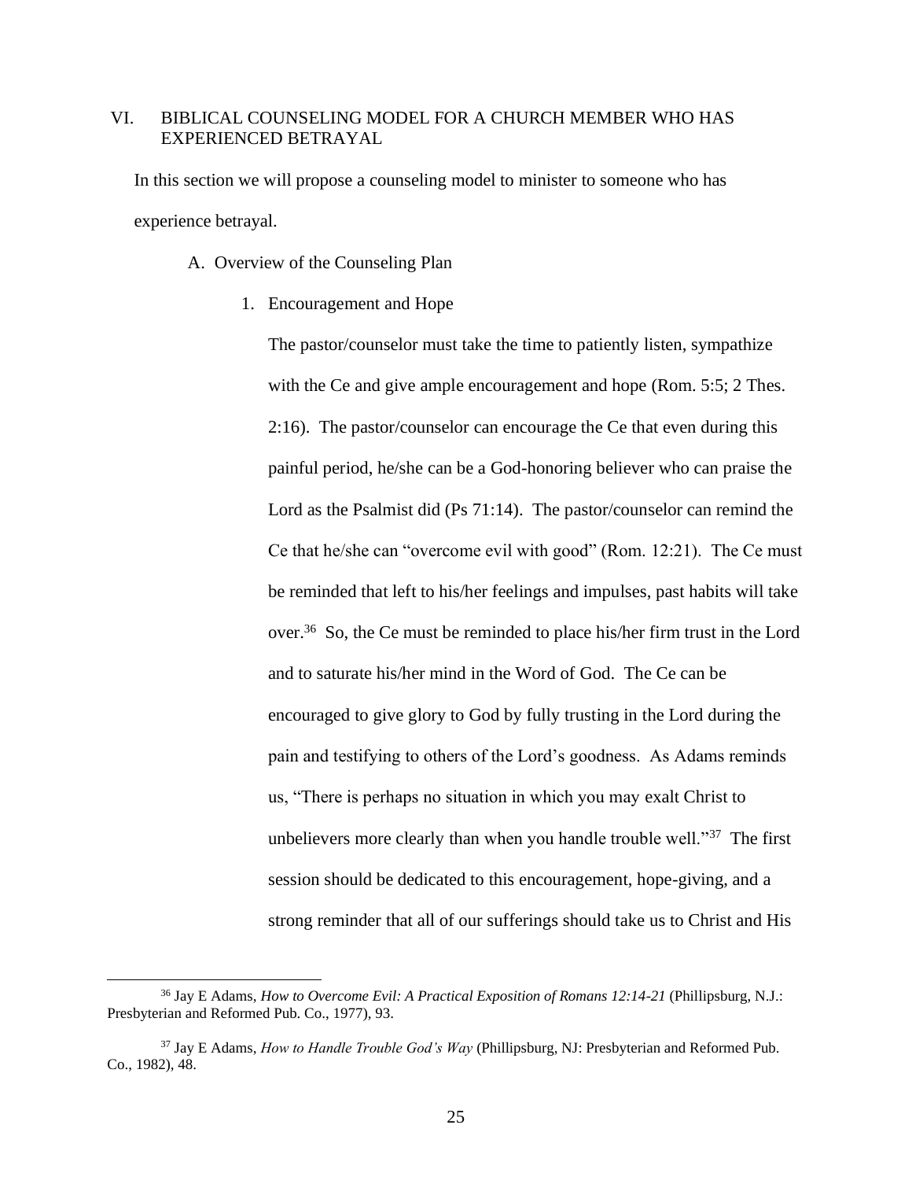## VI. BIBLICAL COUNSELING MODEL FOR A CHURCH MEMBER WHO HAS EXPERIENCED BETRAYAL

In this section we will propose a counseling model to minister to someone who has experience betrayal.

### A. Overview of the Counseling Plan

#### 1. Encouragement and Hope

The pastor/counselor must take the time to patiently listen, sympathize with the Ce and give ample encouragement and hope (Rom. 5:5; 2 Thes. 2:16). The pastor/counselor can encourage the Ce that even during this painful period, he/she can be a God-honoring believer who can praise the Lord as the Psalmist did (Ps 71:14). The pastor/counselor can remind the Ce that he/she can "overcome evil with good" (Rom. 12:21). The Ce must be reminded that left to his/her feelings and impulses, past habits will take over.[36] So, the Ce must be reminded to place his/her firm trust in the Lord and to saturate his/her mind in the Word of God. The Ce can be encouraged to give glory to God by fully trusting in the Lord during the pain and testifying to others of the Lord's goodness. As Adams reminds us, "There is perhaps no situation in which you may exalt Christ to unbelievers more clearly than when you handle trouble well."[37] The first session should be dedicated to this encouragement, hope-giving, and a strong reminder that all of our sufferings should take us to Christ and His

---

[36] Jay E Adams, *How to Overcome Evil: A Practical Exposition of Romans 12:14-21* (Phillipsburg, N.J.: Presbyterian and Reformed Pub. Co., 1977), 93.

[37] Jay E Adams, *How to Handle Trouble God's Way* (Phillipsburg, NJ: Presbyterian and Reformed Pub. Co., 1982), 48.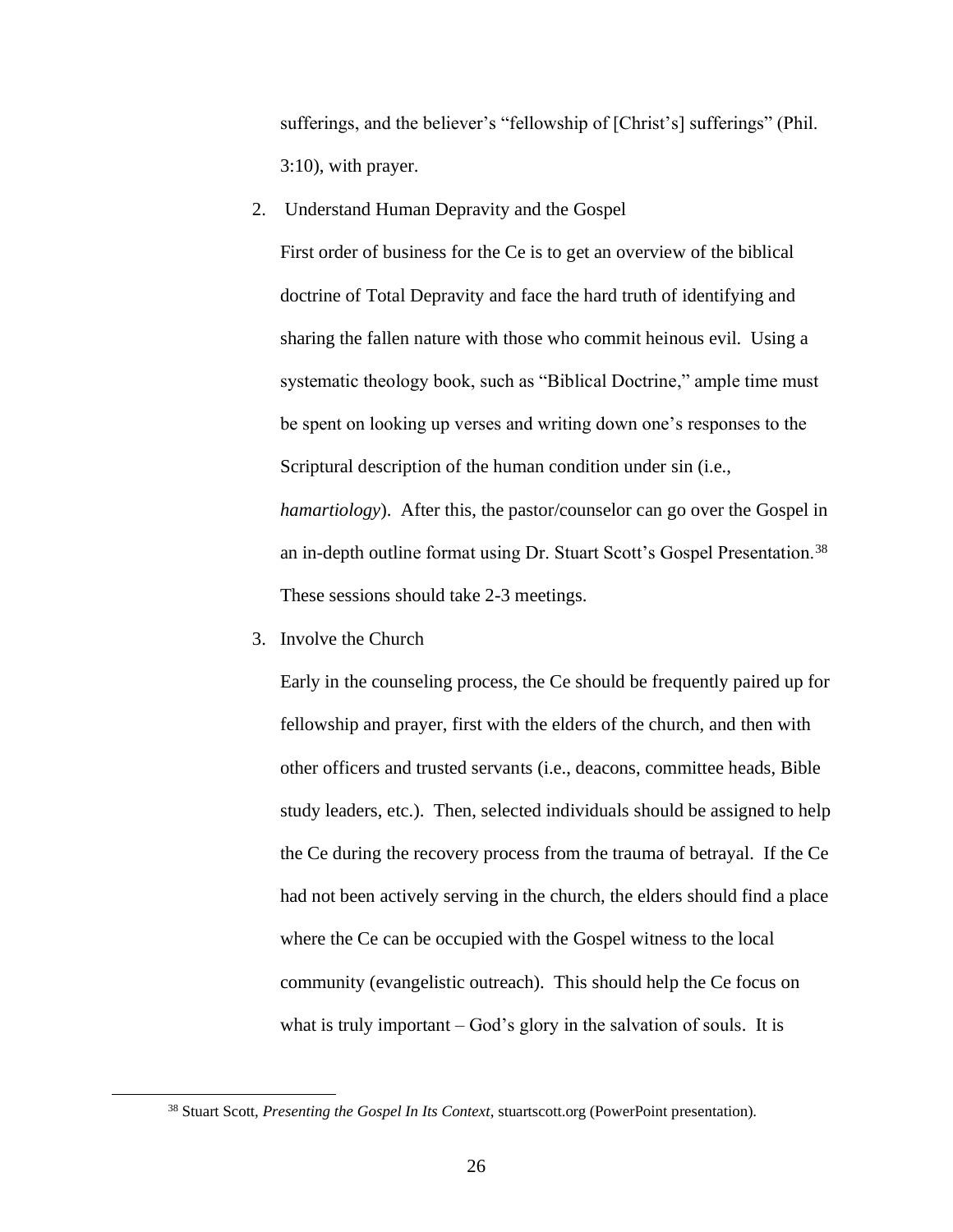sufferings, and the believer's "fellowship of [Christ's] sufferings" (Phil. 3:10), with prayer.

2. Understand Human Depravity and the Gospel

   First order of business for the Ce is to get an overview of the biblical doctrine of Total Depravity and face the hard truth of identifying and sharing the fallen nature with those who commit heinous evil. Using a systematic theology book, such as "Biblical Doctrine," ample time must be spent on looking up verses and writing down one's responses to the Scriptural description of the human condition under sin (i.e., *hamartiology*). After this, the pastor/counselor can go over the Gospel in an in-depth outline format using Dr. Stuart Scott's Gospel Presentation.[38] These sessions should take 2-3 meetings.

3. Involve the Church

   Early in the counseling process, the Ce should be frequently paired up for fellowship and prayer, first with the elders of the church, and then with other officers and trusted servants (i.e., deacons, committee heads, Bible study leaders, etc.). Then, selected individuals should be assigned to help the Ce during the recovery process from the trauma of betrayal. If the Ce had not been actively serving in the church, the elders should find a place where the Ce can be occupied with the Gospel witness to the local community (evangelistic outreach). This should help the Ce focus on what is truly important – God's glory in the salvation of souls. It is

---

[38] Stuart Scott, *Presenting the Gospel In Its Context*, stuartscott.org (PowerPoint presentation).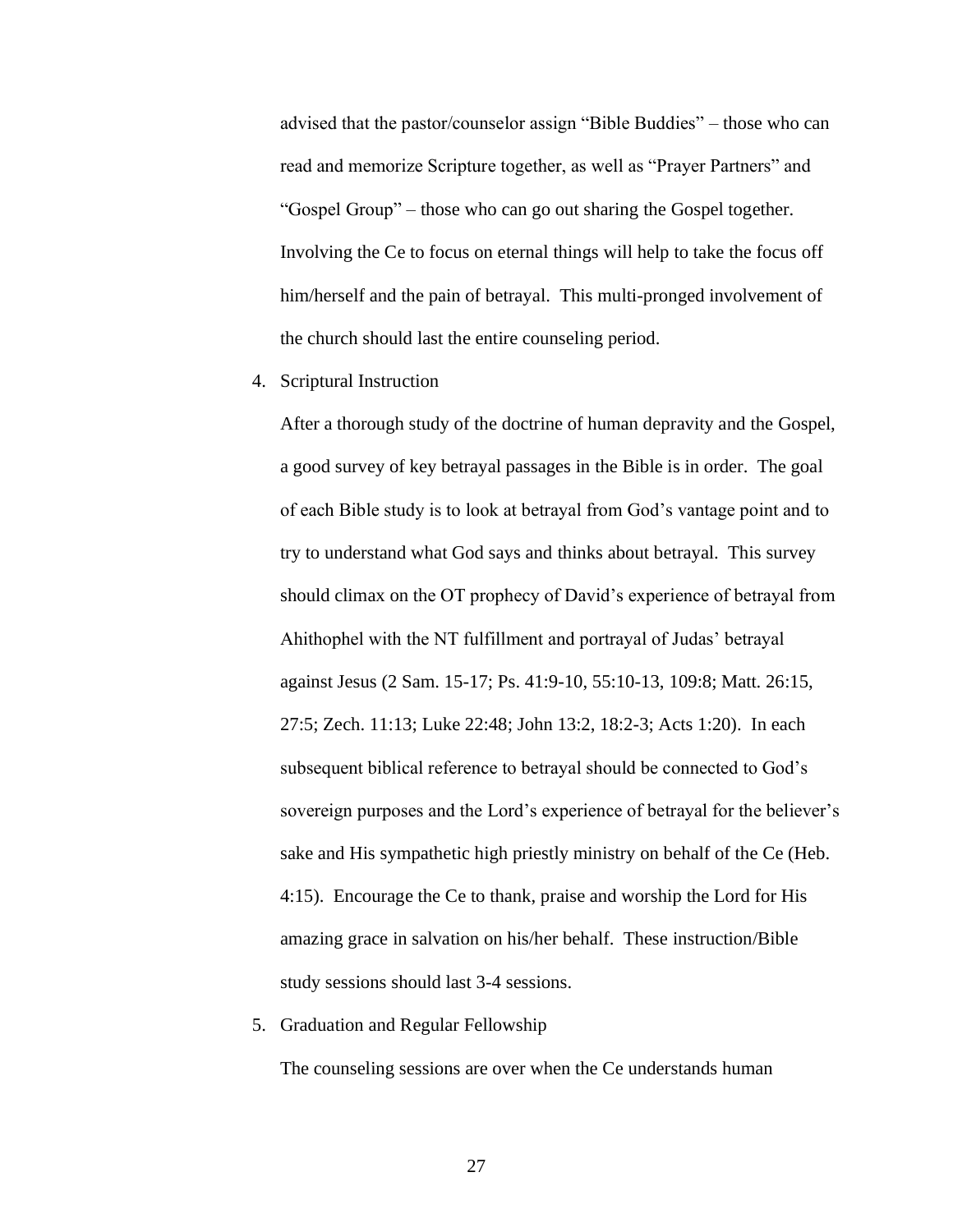advised that the pastor/counselor assign "Bible Buddies" – those who can read and memorize Scripture together, as well as "Prayer Partners" and "Gospel Group" – those who can go out sharing the Gospel together. Involving the Ce to focus on eternal things will help to take the focus off him/herself and the pain of betrayal. This multi-pronged involvement of the church should last the entire counseling period.

4. Scriptural Instruction

   After a thorough study of the doctrine of human depravity and the Gospel, a good survey of key betrayal passages in the Bible is in order. The goal of each Bible study is to look at betrayal from God's vantage point and to try to understand what God says and thinks about betrayal. This survey should climax on the OT prophecy of David's experience of betrayal from Ahithophel with the NT fulfillment and portrayal of Judas' betrayal against Jesus (2 Sam. 15-17; Ps. 41:9-10, 55:10-13, 109:8; Matt. 26:15, 27:5; Zech. 11:13; Luke 22:48; John 13:2, 18:2-3; Acts 1:20). In each subsequent biblical reference to betrayal should be connected to God's sovereign purposes and the Lord's experience of betrayal for the believer's sake and His sympathetic high priestly ministry on behalf of the Ce (Heb. 4:15). Encourage the Ce to thank, praise and worship the Lord for His amazing grace in salvation on his/her behalf. These instruction/Bible study sessions should last 3-4 sessions.

5. Graduation and Regular Fellowship

   The counseling sessions are over when the Ce understands human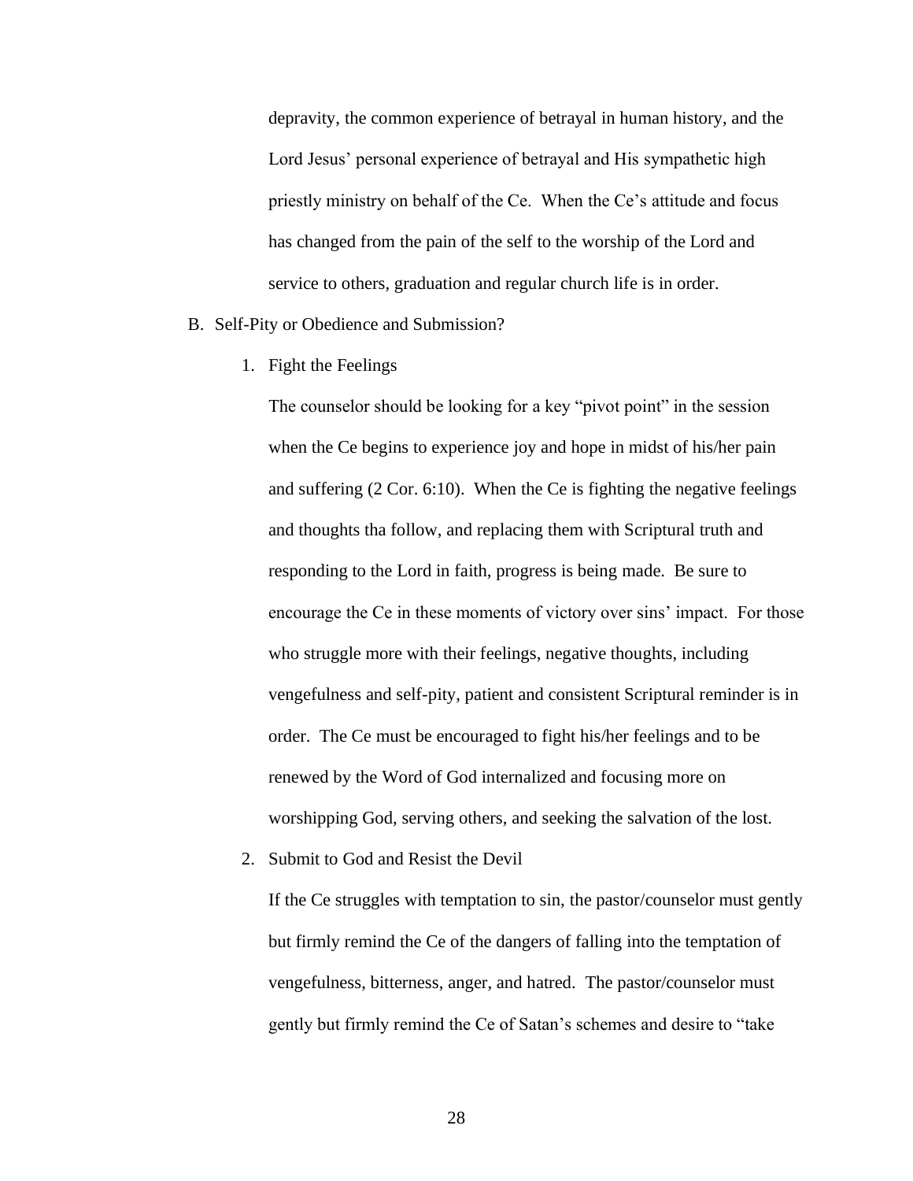depravity, the common experience of betrayal in human history, and the Lord Jesus' personal experience of betrayal and His sympathetic high priestly ministry on behalf of the Ce. When the Ce's attitude and focus has changed from the pain of the self to the worship of the Lord and service to others, graduation and regular church life is in order.

B. Self-Pity or Obedience and Submission?

1. Fight the Feelings

   The counselor should be looking for a key "pivot point" in the session when the Ce begins to experience joy and hope in midst of his/her pain and suffering (2 Cor. 6:10). When the Ce is fighting the negative feelings and thoughts tha follow, and replacing them with Scriptural truth and responding to the Lord in faith, progress is being made. Be sure to encourage the Ce in these moments of victory over sins' impact. For those who struggle more with their feelings, negative thoughts, including vengefulness and self-pity, patient and consistent Scriptural reminder is in order. The Ce must be encouraged to fight his/her feelings and to be renewed by the Word of God internalized and focusing more on worshipping God, serving others, and seeking the salvation of the lost.

2. Submit to God and Resist the Devil

   If the Ce struggles with temptation to sin, the pastor/counselor must gently but firmly remind the Ce of the dangers of falling into the temptation of vengefulness, bitterness, anger, and hatred. The pastor/counselor must gently but firmly remind the Ce of Satan's schemes and desire to "take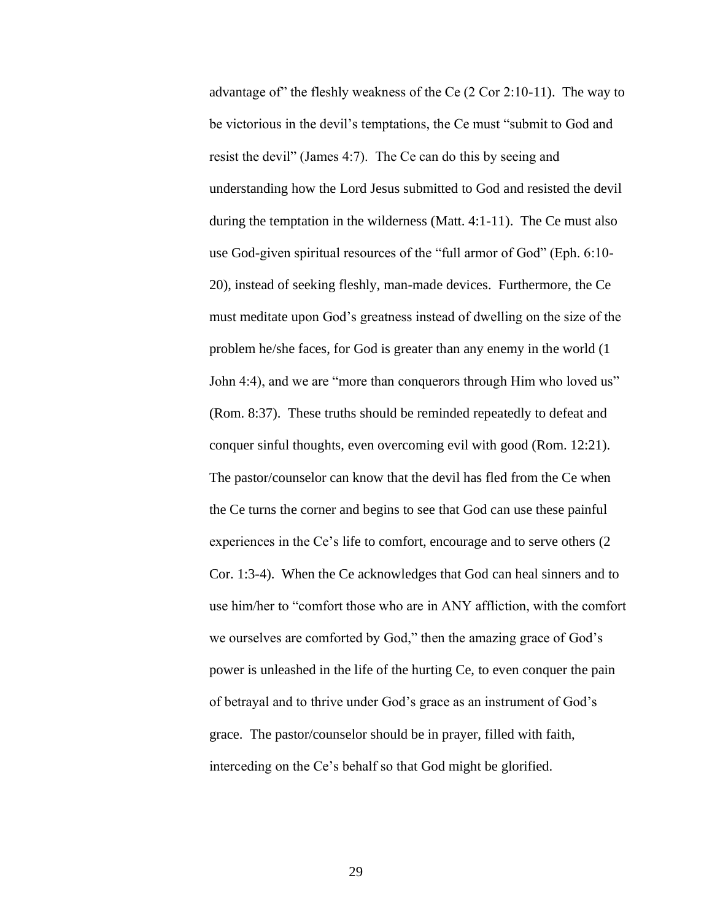advantage of" the fleshly weakness of the Ce (2 Cor 2:10-11). The way to be victorious in the devil's temptations, the Ce must "submit to God and resist the devil" (James 4:7). The Ce can do this by seeing and understanding how the Lord Jesus submitted to God and resisted the devil during the temptation in the wilderness (Matt. 4:1-11). The Ce must also use God-given spiritual resources of the "full armor of God" (Eph. 6:10-20), instead of seeking fleshly, man-made devices. Furthermore, the Ce must meditate upon God's greatness instead of dwelling on the size of the problem he/she faces, for God is greater than any enemy in the world (1 John 4:4), and we are "more than conquerors through Him who loved us" (Rom. 8:37). These truths should be reminded repeatedly to defeat and conquer sinful thoughts, even overcoming evil with good (Rom. 12:21). The pastor/counselor can know that the devil has fled from the Ce when the Ce turns the corner and begins to see that God can use these painful experiences in the Ce's life to comfort, encourage and to serve others (2 Cor. 1:3-4). When the Ce acknowledges that God can heal sinners and to use him/her to "comfort those who are in ANY affliction, with the comfort we ourselves are comforted by God," then the amazing grace of God's power is unleashed in the life of the hurting Ce, to even conquer the pain of betrayal and to thrive under God's grace as an instrument of God's grace. The pastor/counselor should be in prayer, filled with faith, interceding on the Ce's behalf so that God might be glorified.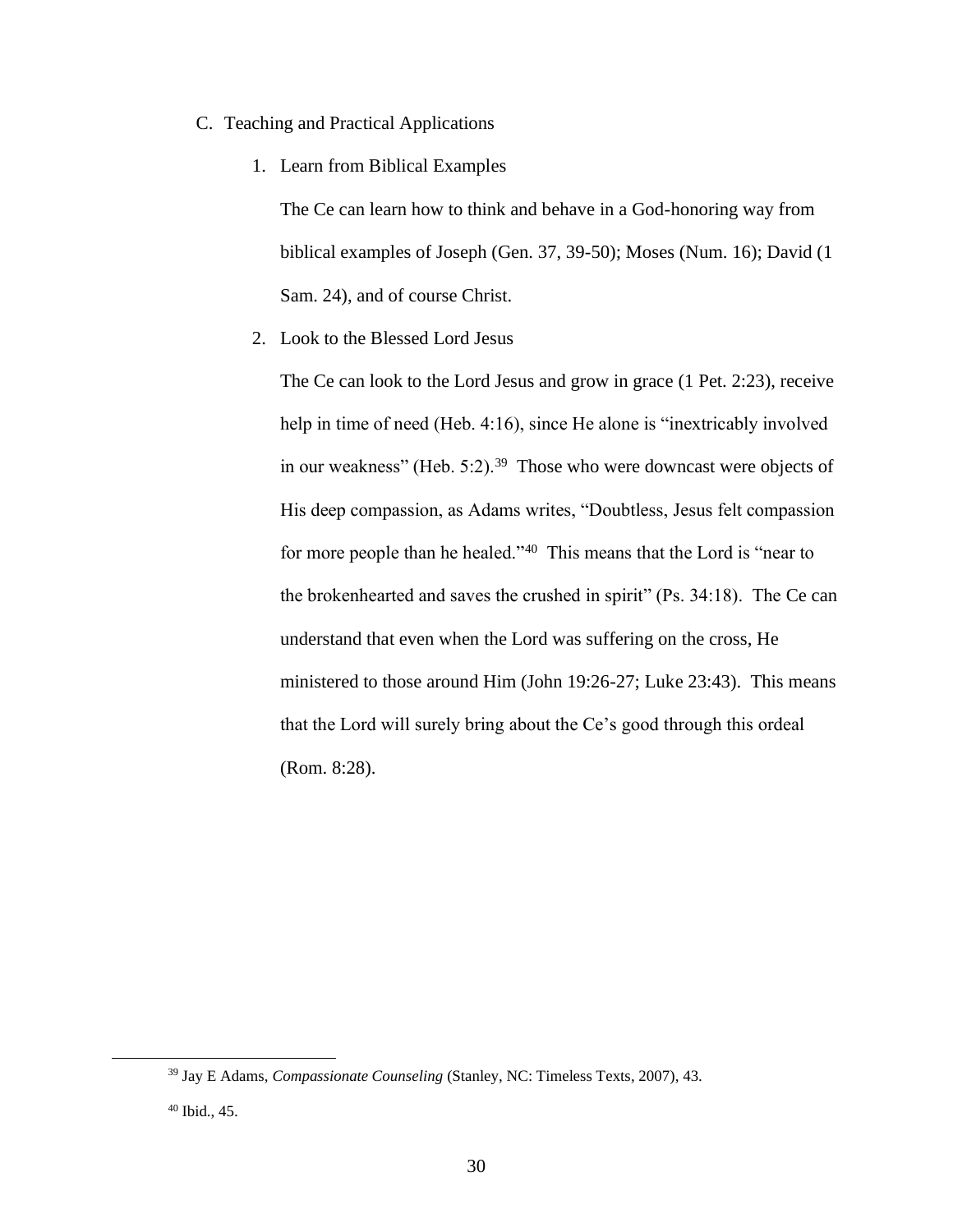C. Teaching and Practical Applications

1. Learn from Biblical Examples

   The Ce can learn how to think and behave in a God-honoring way from biblical examples of Joseph (Gen. 37, 39-50); Moses (Num. 16); David (1 Sam. 24), and of course Christ.

2. Look to the Blessed Lord Jesus

   The Ce can look to the Lord Jesus and grow in grace (1 Pet. 2:23), receive help in time of need (Heb. 4:16), since He alone is "inextricably involved in our weakness" (Heb. 5:2).[39] Those who were downcast were objects of His deep compassion, as Adams writes, "Doubtless, Jesus felt compassion for more people than he healed."[40] This means that the Lord is "near to the brokenhearted and saves the crushed in spirit" (Ps. 34:18). The Ce can understand that even when the Lord was suffering on the cross, He ministered to those around Him (John 19:26-27; Luke 23:43). This means that the Lord will surely bring about the Ce's good through this ordeal (Rom. 8:28).

---

[39] Jay E Adams, *Compassionate Counseling* (Stanley, NC: Timeless Texts, 2007), 43.

[40] Ibid., 45.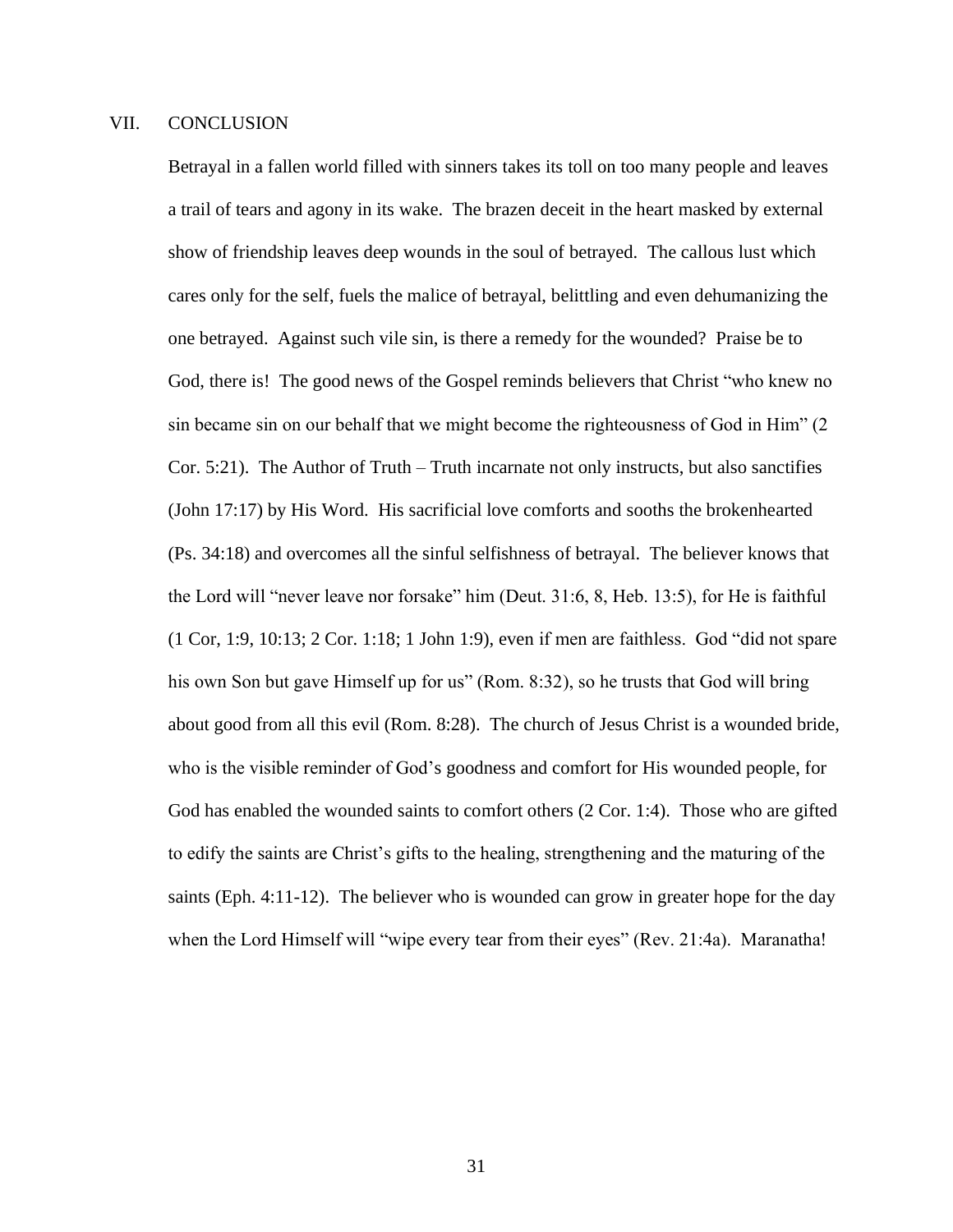## VII. CONCLUSION

Betrayal in a fallen world filled with sinners takes its toll on too many people and leaves a trail of tears and agony in its wake. The brazen deceit in the heart masked by external show of friendship leaves deep wounds in the soul of betrayed. The callous lust which cares only for the self, fuels the malice of betrayal, belittling and even dehumanizing the one betrayed. Against such vile sin, is there a remedy for the wounded? Praise be to God, there is! The good news of the Gospel reminds believers that Christ "who knew no sin became sin on our behalf that we might become the righteousness of God in Him" (2 Cor. 5:21). The Author of Truth – Truth incarnate not only instructs, but also sanctifies (John 17:17) by His Word. His sacrificial love comforts and sooths the brokenhearted (Ps. 34:18) and overcomes all the sinful selfishness of betrayal. The believer knows that the Lord will "never leave nor forsake" him (Deut. 31:6, 8, Heb. 13:5), for He is faithful (1 Cor, 1:9, 10:13; 2 Cor. 1:18; 1 John 1:9), even if men are faithless. God "did not spare his own Son but gave Himself up for us" (Rom. 8:32), so he trusts that God will bring about good from all this evil (Rom. 8:28). The church of Jesus Christ is a wounded bride, who is the visible reminder of God's goodness and comfort for His wounded people, for God has enabled the wounded saints to comfort others (2 Cor. 1:4). Those who are gifted to edify the saints are Christ's gifts to the healing, strengthening and the maturing of the saints (Eph. 4:11-12). The believer who is wounded can grow in greater hope for the day when the Lord Himself will "wipe every tear from their eyes" (Rev. 21:4a). Maranatha!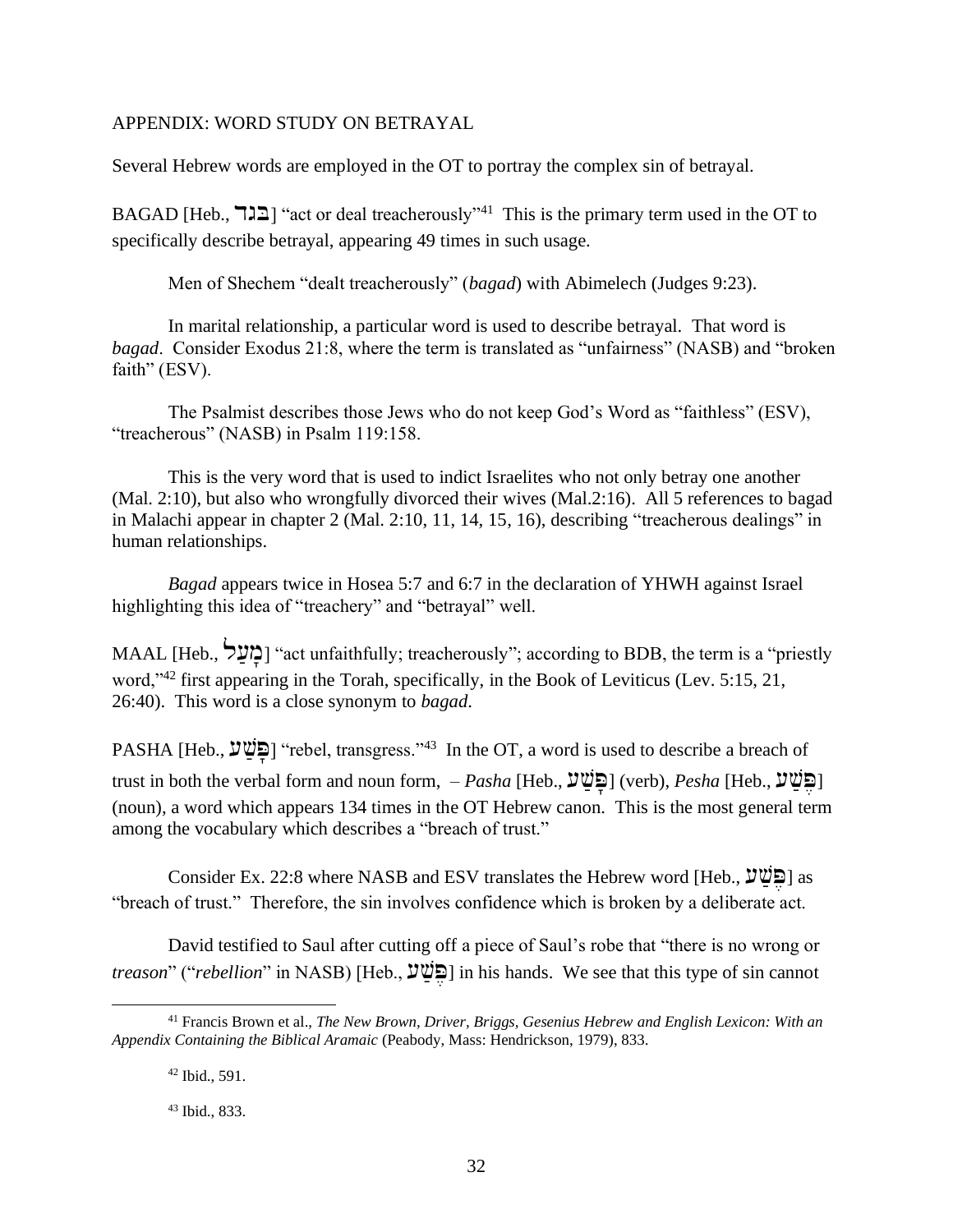APPENDIX: WORD STUDY ON BETRAYAL

Several Hebrew words are employed in the OT to portray the complex sin of betrayal.

BAGAD [Heb., בגד] "act or deal treacherously"[41] This is the primary term used in the OT to specifically describe betrayal, appearing 49 times in such usage.

Men of Shechem "dealt treacherously" (*bagad*) with Abimelech (Judges 9:23).

In marital relationship, a particular word is used to describe betrayal. That word is *bagad*. Consider Exodus 21:8, where the term is translated as "unfairness" (NASB) and "broken faith" (ESV).

The Psalmist describes those Jews who do not keep God's Word as "faithless" (ESV), "treacherous" (NASB) in Psalm 119:158.

This is the very word that is used to indict Israelites who not only betray one another (Mal. 2:10), but also who wrongfully divorced their wives (Mal.2:16). All 5 references to bagad in Malachi appear in chapter 2 (Mal. 2:10, 11, 14, 15, 16), describing "treacherous dealings" in human relationships.

*Bagad* appears twice in Hosea 5:7 and 6:7 in the declaration of YHWH against Israel highlighting this idea of "treachery" and "betrayal" well.

MAAL [Heb., מָעַל] "act unfaithfully; treacherously"; according to BDB, the term is a "priestly word,"[42] first appearing in the Torah, specifically, in the Book of Leviticus (Lev. 5:15, 21, 26:40). This word is a close synonym to *bagad*.

PASHA [Heb., פָּשַׁע] "rebel, transgress."[43] In the OT, a word is used to describe a breach of trust in both the verbal form and noun form, – *Pasha* [Heb., פָּשַׁע] (verb), *Pesha* [Heb., פֶּשַׁע] (noun), a word which appears 134 times in the OT Hebrew canon. This is the most general term among the vocabulary which describes a "breach of trust."

Consider Ex. 22:8 where NASB and ESV translates the Hebrew word [Heb., פֶּשַׁע] as "breach of trust." Therefore, the sin involves confidence which is broken by a deliberate act.

David testified to Saul after cutting off a piece of Saul's robe that "there is no wrong or *treason*" ("*rebellion*" in NASB) [Heb., פֶּשַׁע] in his hands. We see that this type of sin cannot

---

[41] Francis Brown et al., *The New Brown, Driver, Briggs, Gesenius Hebrew and English Lexicon: With an Appendix Containing the Biblical Aramaic* (Peabody, Mass: Hendrickson, 1979), 833.

[42] Ibid., 591.

[43] Ibid., 833.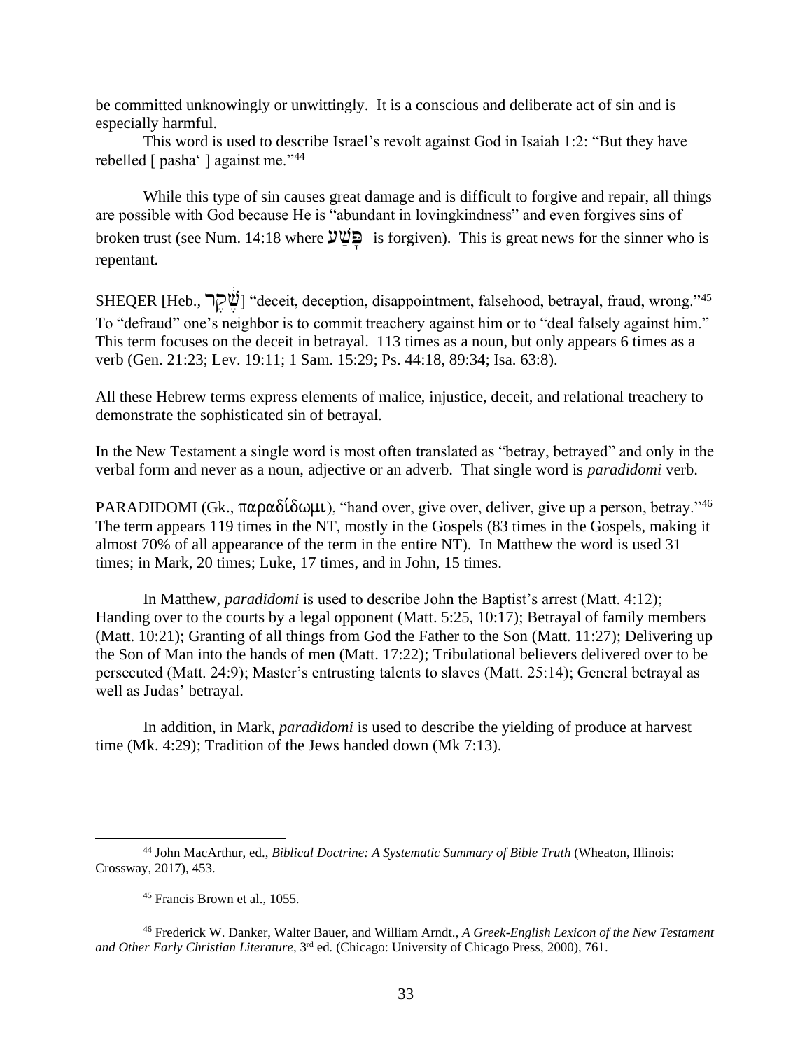be committed unknowingly or unwittingly. It is a conscious and deliberate act of sin and is especially harmful.

This word is used to describe Israel's revolt against God in Isaiah 1:2: "But they have rebelled [ pasha' ] against me."[44]

While this type of sin causes great damage and is difficult to forgive and repair, all things are possible with God because He is "abundant in lovingkindness" and even forgives sins of broken trust (see Num. 14:18 where פֶּשַׁע is forgiven). This is great news for the sinner who is repentant.

SHEQER [Heb., שֶׁקֶר] "deceit, deception, disappointment, falsehood, betrayal, fraud, wrong."[45] To "defraud" one's neighbor is to commit treachery against him or to "deal falsely against him." This term focuses on the deceit in betrayal. 113 times as a noun, but only appears 6 times as a verb (Gen. 21:23; Lev. 19:11; 1 Sam. 15:29; Ps. 44:18, 89:34; Isa. 63:8).

All these Hebrew terms express elements of malice, injustice, deceit, and relational treachery to demonstrate the sophisticated sin of betrayal.

In the New Testament a single word is most often translated as "betray, betrayed" and only in the verbal form and never as a noun, adjective or an adverb. That single word is *paradidomi* verb.

PARADIDOMI (Gk., παραδίδωμι), "hand over, give over, deliver, give up a person, betray."[46] The term appears 119 times in the NT, mostly in the Gospels (83 times in the Gospels, making it almost 70% of all appearance of the term in the entire NT). In Matthew the word is used 31 times; in Mark, 20 times; Luke, 17 times, and in John, 15 times.

In Matthew, *paradidomi* is used to describe John the Baptist's arrest (Matt. 4:12); Handing over to the courts by a legal opponent (Matt. 5:25, 10:17); Betrayal of family members (Matt. 10:21); Granting of all things from God the Father to the Son (Matt. 11:27); Delivering up the Son of Man into the hands of men (Matt. 17:22); Tribulational believers delivered over to be persecuted (Matt. 24:9); Master's entrusting talents to slaves (Matt. 25:14); General betrayal as well as Judas' betrayal.

In addition, in Mark, *paradidomi* is used to describe the yielding of produce at harvest time (Mk. 4:29); Tradition of the Jews handed down (Mk 7:13).

---

[44] John MacArthur, ed., *Biblical Doctrine: A Systematic Summary of Bible Truth* (Wheaton, Illinois: Crossway, 2017), 453.

[45] Francis Brown et al., 1055.

[46] Frederick W. Danker, Walter Bauer, and William Arndt., *A Greek-English Lexicon of the New Testament and Other Early Christian Literature*, 3rd ed. (Chicago: University of Chicago Press, 2000), 761.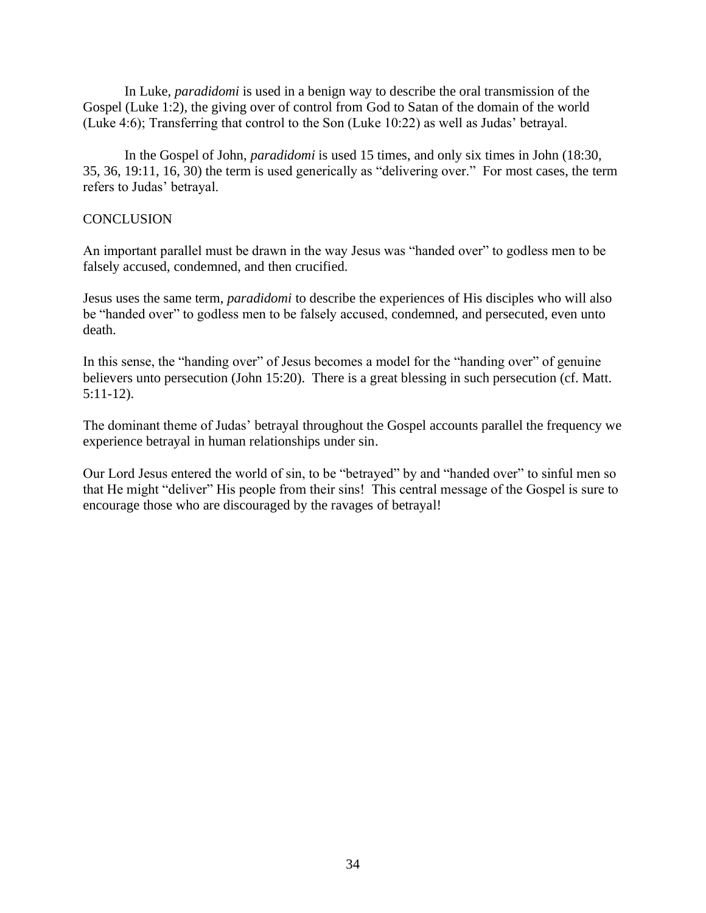In Luke, *paradidomi* is used in a benign way to describe the oral transmission of the Gospel (Luke 1:2), the giving over of control from God to Satan of the domain of the world (Luke 4:6); Transferring that control to the Son (Luke 10:22) as well as Judas' betrayal.

In the Gospel of John, *paradidomi* is used 15 times, and only six times in John (18:30, 35, 36, 19:11, 16, 30) the term is used generically as "delivering over." For most cases, the term refers to Judas' betrayal.

CONCLUSION

An important parallel must be drawn in the way Jesus was "handed over" to godless men to be falsely accused, condemned, and then crucified.

Jesus uses the same term, *paradidomi* to describe the experiences of His disciples who will also be "handed over" to godless men to be falsely accused, condemned, and persecuted, even unto death.

In this sense, the "handing over" of Jesus becomes a model for the "handing over" of genuine believers unto persecution (John 15:20). There is a great blessing in such persecution (cf. Matt. 5:11-12).

The dominant theme of Judas' betrayal throughout the Gospel accounts parallel the frequency we experience betrayal in human relationships under sin.

Our Lord Jesus entered the world of sin, to be "betrayed" by and "handed over" to sinful men so that He might "deliver" His people from their sins! This central message of the Gospel is sure to encourage those who are discouraged by the ravages of betrayal!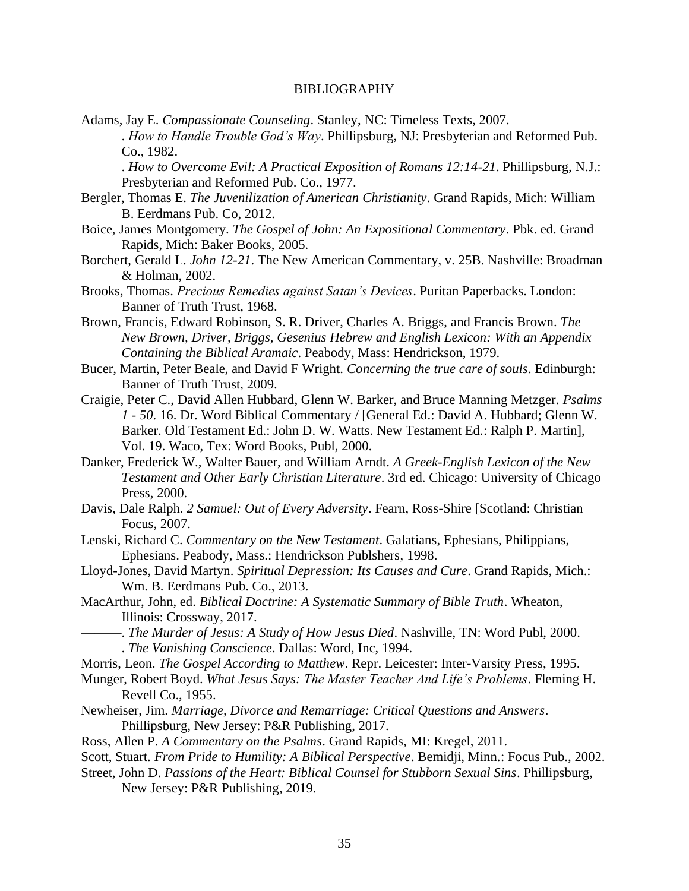# BIBLIOGRAPHY

Adams, Jay E. *Compassionate Counseling*. Stanley, NC: Timeless Texts, 2007.

———. *How to Handle Trouble God's Way*. Phillipsburg, NJ: Presbyterian and Reformed Pub. Co., 1982.

———. *How to Overcome Evil: A Practical Exposition of Romans 12:14-21*. Phillipsburg, N.J.: Presbyterian and Reformed Pub. Co., 1977.

Bergler, Thomas E. *The Juvenilization of American Christianity*. Grand Rapids, Mich: William B. Eerdmans Pub. Co, 2012.

Boice, James Montgomery. *The Gospel of John: An Expositional Commentary*. Pbk. ed. Grand Rapids, Mich: Baker Books, 2005.

Borchert, Gerald L. *John 12-21*. The New American Commentary, v. 25B. Nashville: Broadman & Holman, 2002.

Brooks, Thomas. *Precious Remedies against Satan's Devices*. Puritan Paperbacks. London: Banner of Truth Trust, 1968.

Brown, Francis, Edward Robinson, S. R. Driver, Charles A. Briggs, and Francis Brown. *The New Brown, Driver, Briggs, Gesenius Hebrew and English Lexicon: With an Appendix Containing the Biblical Aramaic*. Peabody, Mass: Hendrickson, 1979.

Bucer, Martin, Peter Beale, and David F Wright. *Concerning the true care of souls*. Edinburgh: Banner of Truth Trust, 2009.

Craigie, Peter C., David Allen Hubbard, Glenn W. Barker, and Bruce Manning Metzger. *Psalms 1 - 50*. 16. Dr. Word Biblical Commentary / [General Ed.: David A. Hubbard; Glenn W. Barker. Old Testament Ed.: John D. W. Watts. New Testament Ed.: Ralph P. Martin], Vol. 19. Waco, Tex: Word Books, Publ, 2000.

Danker, Frederick W., Walter Bauer, and William Arndt. *A Greek-English Lexicon of the New Testament and Other Early Christian Literature*. 3rd ed. Chicago: University of Chicago Press, 2000.

Davis, Dale Ralph. *2 Samuel: Out of Every Adversity*. Fearn, Ross-Shire [Scotland: Christian Focus, 2007.

Lenski, Richard C. *Commentary on the New Testament*. Galatians, Ephesians, Philippians, Ephesians. Peabody, Mass.: Hendrickson Publshers, 1998.

Lloyd-Jones, David Martyn. *Spiritual Depression: Its Causes and Cure*. Grand Rapids, Mich.: Wm. B. Eerdmans Pub. Co., 2013.

MacArthur, John, ed. *Biblical Doctrine: A Systematic Summary of Bible Truth*. Wheaton, Illinois: Crossway, 2017.

———. *The Murder of Jesus: A Study of How Jesus Died*. Nashville, TN: Word Publ, 2000.

———. *The Vanishing Conscience*. Dallas: Word, Inc, 1994.

Morris, Leon. *The Gospel According to Matthew*. Repr. Leicester: Inter-Varsity Press, 1995.

Munger, Robert Boyd. *What Jesus Says: The Master Teacher And Life's Problems*. Fleming H. Revell Co., 1955.

Newheiser, Jim. *Marriage, Divorce and Remarriage: Critical Questions and Answers*. Phillipsburg, New Jersey: P&R Publishing, 2017.

Ross, Allen P. *A Commentary on the Psalms*. Grand Rapids, MI: Kregel, 2011.

Scott, Stuart. *From Pride to Humility: A Biblical Perspective*. Bemidji, Minn.: Focus Pub., 2002.

Street, John D. *Passions of the Heart: Biblical Counsel for Stubborn Sexual Sins*. Phillipsburg, New Jersey: P&R Publishing, 2019.